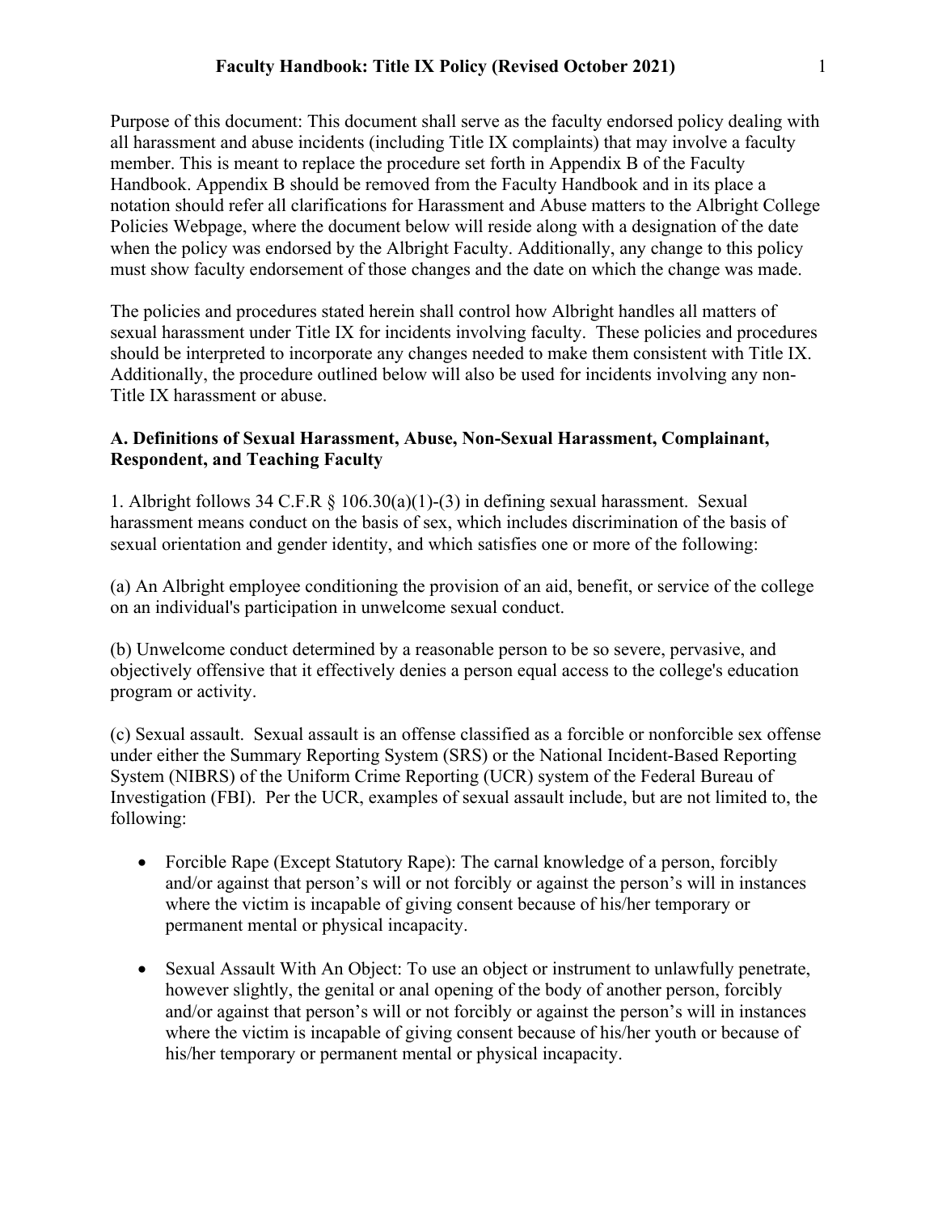# Faculty Handbook: Title IX Policy (Revised October 2021)

Purpose of this document: This document shall serve as the faculty endorsed policy dealing with all harassment and abuse incidents (including Title IX complaints) that may involve a faculty member. This is meant to replace the procedure set forth in Appendix B of the Faculty Handbook. Appendix B should be removed from the Faculty Handbook and in its place a notation should refer all clarifications for Harassment and Abuse matters to the Albright College Policies Webpage, where the document below will reside along with a designation of the date when the policy was endorsed by the Albright Faculty. Additionally, any change to this policy must show faculty endorsement of those changes and the date on which the change was made.

The policies and procedures stated herein shall control how Albright handles all matters of sexual harassment under Title IX for incidents involving faculty. These policies and procedures should be interpreted to incorporate any changes needed to make them consistent with Title IX. Additionally, the procedure outlined below will also be used for incidents involving any non-Title IX harassment or abuse.

**A. Definitions of Sexual Harassment, Abuse, Non-Sexual Harassment, Complainant, Respondent, and Teaching Faculty**

1. Albright follows 34 C.F.R § 106.30(a)(1)-(3) in defining sexual harassment. Sexual harassment means conduct on the basis of sex, which includes discrimination of the basis of sexual orientation and gender identity, and which satisfies one or more of the following:

(a) An Albright employee conditioning the provision of an aid, benefit, or service of the college on an individual's participation in unwelcome sexual conduct.

(b) Unwelcome conduct determined by a reasonable person to be so severe, pervasive, and objectively offensive that it effectively denies a person equal access to the college's education program or activity.

(c) Sexual assault. Sexual assault is an offense classified as a forcible or nonforcible sex offense under either the Summary Reporting System (SRS) or the National Incident-Based Reporting System (NIBRS) of the Uniform Crime Reporting (UCR) system of the Federal Bureau of Investigation (FBI). Per the UCR, examples of sexual assault include, but are not limited to, the following:

- Forcible Rape (Except Statutory Rape): The carnal knowledge of a person, forcibly and/or against that person's will or not forcibly or against the person's will in instances where the victim is incapable of giving consent because of his/her temporary or permanent mental or physical incapacity.

- Sexual Assault With An Object: To use an object or instrument to unlawfully penetrate, however slightly, the genital or anal opening of the body of another person, forcibly and/or against that person's will or not forcibly or against the person's will in instances where the victim is incapable of giving consent because of his/her youth or because of his/her temporary or permanent mental or physical incapacity.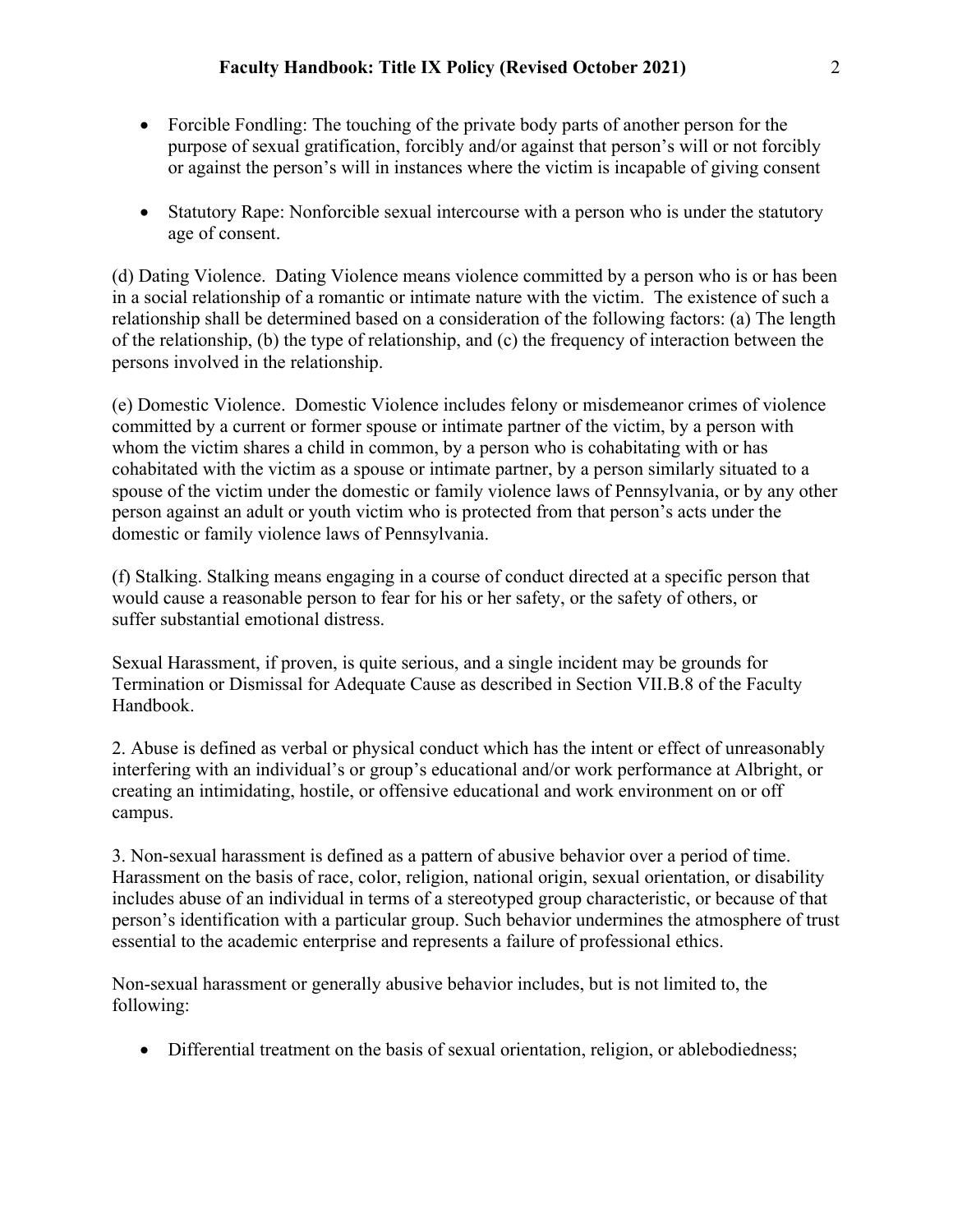- Forcible Fondling: The touching of the private body parts of another person for the purpose of sexual gratification, forcibly and/or against that person's will or not forcibly or against the person's will in instances where the victim is incapable of giving consent

- Statutory Rape: Nonforcible sexual intercourse with a person who is under the statutory age of consent.

(d) Dating Violence. Dating Violence means violence committed by a person who is or has been in a social relationship of a romantic or intimate nature with the victim. The existence of such a relationship shall be determined based on a consideration of the following factors: (a) The length of the relationship, (b) the type of relationship, and (c) the frequency of interaction between the persons involved in the relationship.

(e) Domestic Violence. Domestic Violence includes felony or misdemeanor crimes of violence committed by a current or former spouse or intimate partner of the victim, by a person with whom the victim shares a child in common, by a person who is cohabitating with or has cohabitated with the victim as a spouse or intimate partner, by a person similarly situated to a spouse of the victim under the domestic or family violence laws of Pennsylvania, or by any other person against an adult or youth victim who is protected from that person's acts under the domestic or family violence laws of Pennsylvania.

(f) Stalking. Stalking means engaging in a course of conduct directed at a specific person that would cause a reasonable person to fear for his or her safety, or the safety of others, or suffer substantial emotional distress.

Sexual Harassment, if proven, is quite serious, and a single incident may be grounds for Termination or Dismissal for Adequate Cause as described in Section VII.B.8 of the Faculty Handbook.

2. Abuse is defined as verbal or physical conduct which has the intent or effect of unreasonably interfering with an individual's or group's educational and/or work performance at Albright, or creating an intimidating, hostile, or offensive educational and work environment on or off campus.

3. Non-sexual harassment is defined as a pattern of abusive behavior over a period of time. Harassment on the basis of race, color, religion, national origin, sexual orientation, or disability includes abuse of an individual in terms of a stereotyped group characteristic, or because of that person's identification with a particular group. Such behavior undermines the atmosphere of trust essential to the academic enterprise and represents a failure of professional ethics.

Non-sexual harassment or generally abusive behavior includes, but is not limited to, the following:

- Differential treatment on the basis of sexual orientation, religion, or ablebodiedness;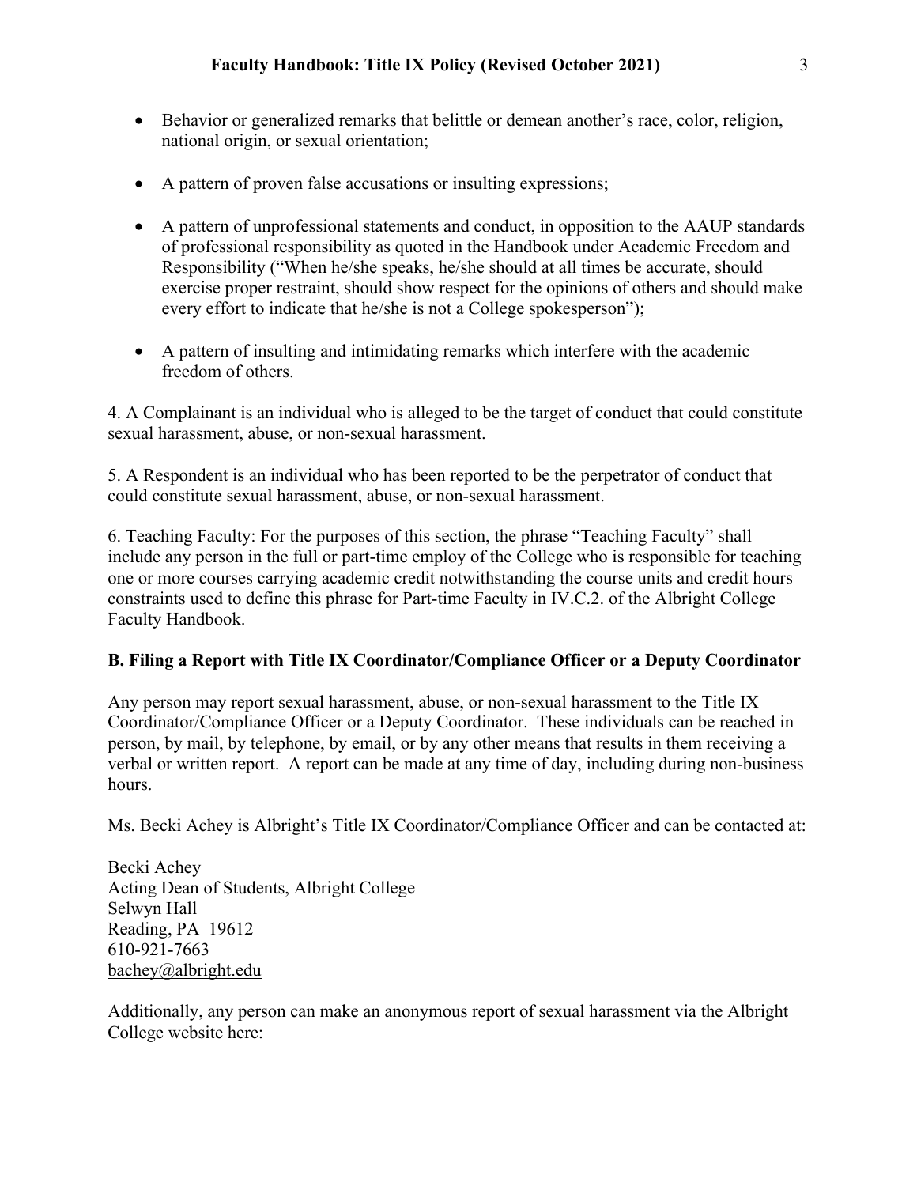- Behavior or generalized remarks that belittle or demean another's race, color, religion, national origin, or sexual orientation;

- A pattern of proven false accusations or insulting expressions;

- A pattern of unprofessional statements and conduct, in opposition to the AAUP standards of professional responsibility as quoted in the Handbook under Academic Freedom and Responsibility ("When he/she speaks, he/she should at all times be accurate, should exercise proper restraint, should show respect for the opinions of others and should make every effort to indicate that he/she is not a College spokesperson");

- A pattern of insulting and intimidating remarks which interfere with the academic freedom of others.

4. A Complainant is an individual who is alleged to be the target of conduct that could constitute sexual harassment, abuse, or non-sexual harassment.

5. A Respondent is an individual who has been reported to be the perpetrator of conduct that could constitute sexual harassment, abuse, or non-sexual harassment.

6. Teaching Faculty: For the purposes of this section, the phrase "Teaching Faculty" shall include any person in the full or part-time employ of the College who is responsible for teaching one or more courses carrying academic credit notwithstanding the course units and credit hours constraints used to define this phrase for Part-time Faculty in IV.C.2. of the Albright College Faculty Handbook.

**B. Filing a Report with Title IX Coordinator/Compliance Officer or a Deputy Coordinator**

Any person may report sexual harassment, abuse, or non-sexual harassment to the Title IX Coordinator/Compliance Officer or a Deputy Coordinator. These individuals can be reached in person, by mail, by telephone, by email, or by any other means that results in them receiving a verbal or written report. A report can be made at any time of day, including during non-business hours.

Ms. Becki Achey is Albright's Title IX Coordinator/Compliance Officer and can be contacted at:

Becki Achey
Acting Dean of Students, Albright College
Selwyn Hall
Reading, PA 19612
610-921-7663
bachey@albright.edu

Additionally, any person can make an anonymous report of sexual harassment via the Albright College website here: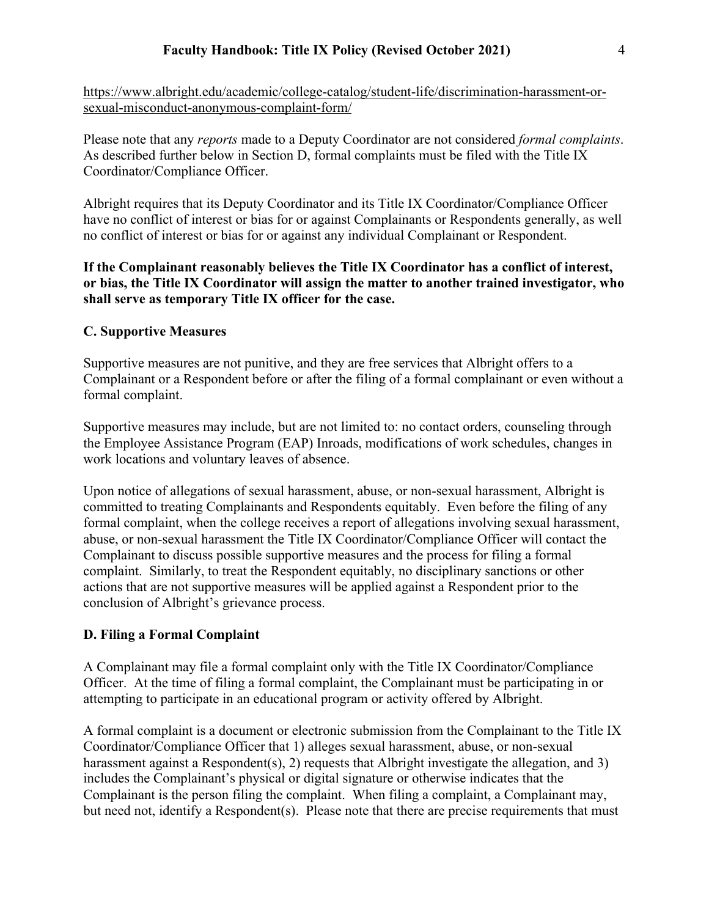https://www.albright.edu/academic/college-catalog/student-life/discrimination-harassment-or-sexual-misconduct-anonymous-complaint-form/

Please note that any *reports* made to a Deputy Coordinator are not considered *formal complaints*. As described further below in Section D, formal complaints must be filed with the Title IX Coordinator/Compliance Officer.

Albright requires that its Deputy Coordinator and its Title IX Coordinator/Compliance Officer have no conflict of interest or bias for or against Complainants or Respondents generally, as well no conflict of interest or bias for or against any individual Complainant or Respondent.

**If the Complainant reasonably believes the Title IX Coordinator has a conflict of interest, or bias, the Title IX Coordinator will assign the matter to another trained investigator, who shall serve as temporary Title IX officer for the case.**

### C. Supportive Measures

Supportive measures are not punitive, and they are free services that Albright offers to a Complainant or a Respondent before or after the filing of a formal complainant or even without a formal complaint.

Supportive measures may include, but are not limited to: no contact orders, counseling through the Employee Assistance Program (EAP) Inroads, modifications of work schedules, changes in work locations and voluntary leaves of absence.

Upon notice of allegations of sexual harassment, abuse, or non-sexual harassment, Albright is committed to treating Complainants and Respondents equitably. Even before the filing of any formal complaint, when the college receives a report of allegations involving sexual harassment, abuse, or non-sexual harassment the Title IX Coordinator/Compliance Officer will contact the Complainant to discuss possible supportive measures and the process for filing a formal complaint. Similarly, to treat the Respondent equitably, no disciplinary sanctions or other actions that are not supportive measures will be applied against a Respondent prior to the conclusion of Albright's grievance process.

### D. Filing a Formal Complaint

A Complainant may file a formal complaint only with the Title IX Coordinator/Compliance Officer. At the time of filing a formal complaint, the Complainant must be participating in or attempting to participate in an educational program or activity offered by Albright.

A formal complaint is a document or electronic submission from the Complainant to the Title IX Coordinator/Compliance Officer that 1) alleges sexual harassment, abuse, or non-sexual harassment against a Respondent(s), 2) requests that Albright investigate the allegation, and 3) includes the Complainant's physical or digital signature or otherwise indicates that the Complainant is the person filing the complaint. When filing a complaint, a Complainant may, but need not, identify a Respondent(s). Please note that there are precise requirements that must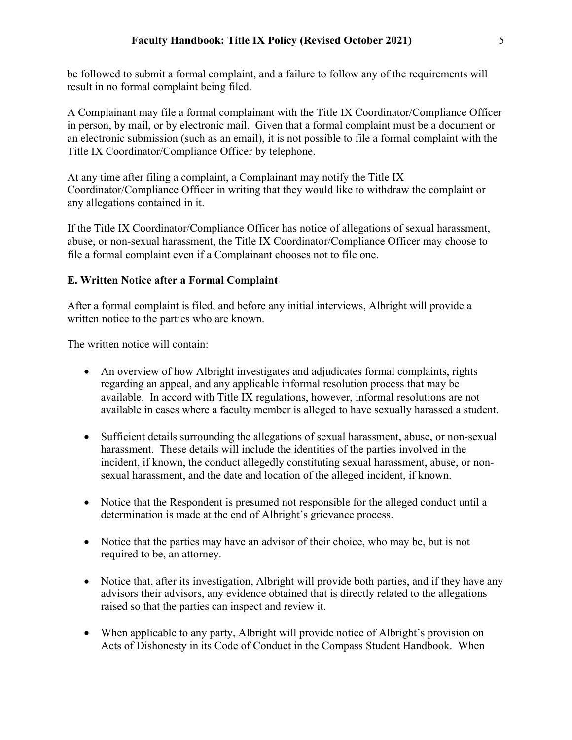be followed to submit a formal complaint, and a failure to follow any of the requirements will result in no formal complaint being filed.

A Complainant may file a formal complainant with the Title IX Coordinator/Compliance Officer in person, by mail, or by electronic mail.  Given that a formal complaint must be a document or an electronic submission (such as an email), it is not possible to file a formal complaint with the Title IX Coordinator/Compliance Officer by telephone.

At any time after filing a complaint, a Complainant may notify the Title IX Coordinator/Compliance Officer in writing that they would like to withdraw the complaint or any allegations contained in it.

If the Title IX Coordinator/Compliance Officer has notice of allegations of sexual harassment, abuse, or non-sexual harassment, the Title IX Coordinator/Compliance Officer may choose to file a formal complaint even if a Complainant chooses not to file one.

**E. Written Notice after a Formal Complaint**

After a formal complaint is filed, and before any initial interviews, Albright will provide a written notice to the parties who are known.

The written notice will contain:

- An overview of how Albright investigates and adjudicates formal complaints, rights regarding an appeal, and any applicable informal resolution process that may be available.  In accord with Title IX regulations, however, informal resolutions are not available in cases where a faculty member is alleged to have sexually harassed a student.

- Sufficient details surrounding the allegations of sexual harassment, abuse, or non-sexual harassment.  These details will include the identities of the parties involved in the incident, if known, the conduct allegedly constituting sexual harassment, abuse, or non-sexual harassment, and the date and location of the alleged incident, if known.

- Notice that the Respondent is presumed not responsible for the alleged conduct until a determination is made at the end of Albright's grievance process.

- Notice that the parties may have an advisor of their choice, who may be, but is not required to be, an attorney.

- Notice that, after its investigation, Albright will provide both parties, and if they have any advisors their advisors, any evidence obtained that is directly related to the allegations raised so that the parties can inspect and review it.

- When applicable to any party, Albright will provide notice of Albright's provision on Acts of Dishonesty in its Code of Conduct in the Compass Student Handbook.  When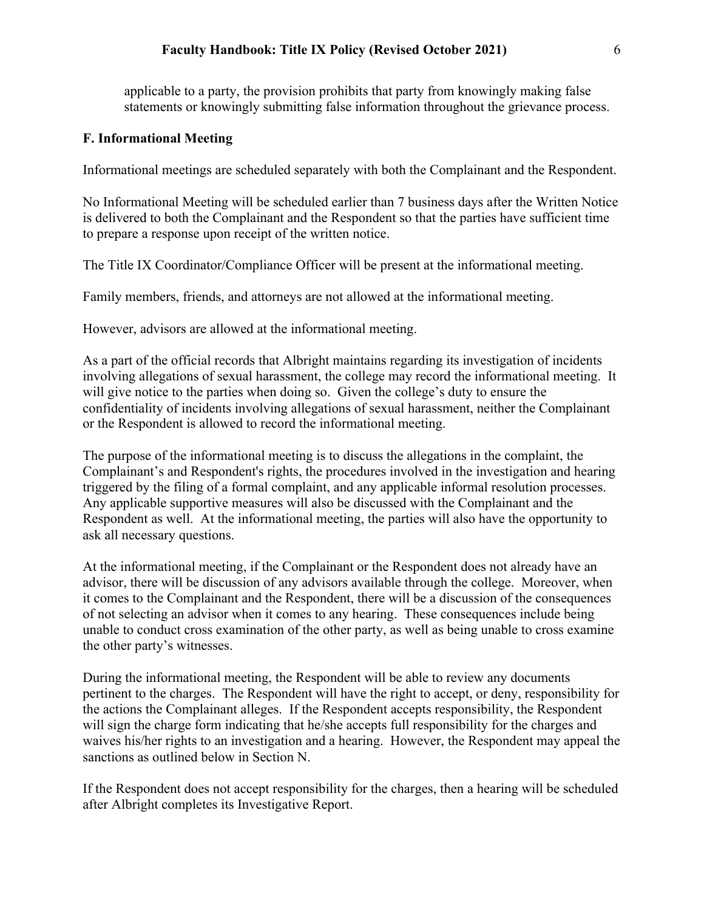applicable to a party, the provision prohibits that party from knowingly making false statements or knowingly submitting false information throughout the grievance process.

### F. Informational Meeting

Informational meetings are scheduled separately with both the Complainant and the Respondent.

No Informational Meeting will be scheduled earlier than 7 business days after the Written Notice is delivered to both the Complainant and the Respondent so that the parties have sufficient time to prepare a response upon receipt of the written notice.

The Title IX Coordinator/Compliance Officer will be present at the informational meeting.

Family members, friends, and attorneys are not allowed at the informational meeting.

However, advisors are allowed at the informational meeting.

As a part of the official records that Albright maintains regarding its investigation of incidents involving allegations of sexual harassment, the college may record the informational meeting. It will give notice to the parties when doing so. Given the college's duty to ensure the confidentiality of incidents involving allegations of sexual harassment, neither the Complainant or the Respondent is allowed to record the informational meeting.

The purpose of the informational meeting is to discuss the allegations in the complaint, the Complainant's and Respondent's rights, the procedures involved in the investigation and hearing triggered by the filing of a formal complaint, and any applicable informal resolution processes. Any applicable supportive measures will also be discussed with the Complainant and the Respondent as well. At the informational meeting, the parties will also have the opportunity to ask all necessary questions.

At the informational meeting, if the Complainant or the Respondent does not already have an advisor, there will be discussion of any advisors available through the college. Moreover, when it comes to the Complainant and the Respondent, there will be a discussion of the consequences of not selecting an advisor when it comes to any hearing. These consequences include being unable to conduct cross examination of the other party, as well as being unable to cross examine the other party's witnesses.

During the informational meeting, the Respondent will be able to review any documents pertinent to the charges. The Respondent will have the right to accept, or deny, responsibility for the actions the Complainant alleges. If the Respondent accepts responsibility, the Respondent will sign the charge form indicating that he/she accepts full responsibility for the charges and waives his/her rights to an investigation and a hearing. However, the Respondent may appeal the sanctions as outlined below in Section N.

If the Respondent does not accept responsibility for the charges, then a hearing will be scheduled after Albright completes its Investigative Report.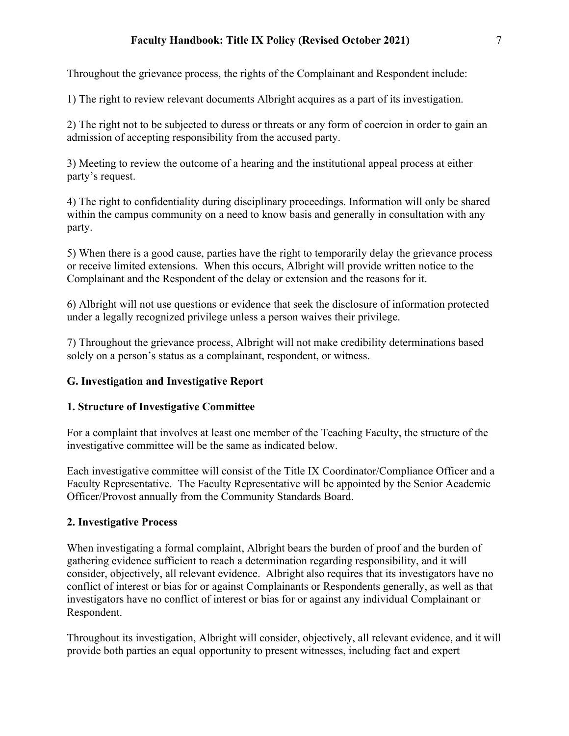Throughout the grievance process, the rights of the Complainant and Respondent include:

1) The right to review relevant documents Albright acquires as a part of its investigation.

2) The right not to be subjected to duress or threats or any form of coercion in order to gain an admission of accepting responsibility from the accused party.

3) Meeting to review the outcome of a hearing and the institutional appeal process at either party's request.

4) The right to confidentiality during disciplinary proceedings. Information will only be shared within the campus community on a need to know basis and generally in consultation with any party.

5) When there is a good cause, parties have the right to temporarily delay the grievance process or receive limited extensions. When this occurs, Albright will provide written notice to the Complainant and the Respondent of the delay or extension and the reasons for it.

6) Albright will not use questions or evidence that seek the disclosure of information protected under a legally recognized privilege unless a person waives their privilege.

7) Throughout the grievance process, Albright will not make credibility determinations based solely on a person's status as a complainant, respondent, or witness.

### G. Investigation and Investigative Report

#### 1. Structure of Investigative Committee

For a complaint that involves at least one member of the Teaching Faculty, the structure of the investigative committee will be the same as indicated below.

Each investigative committee will consist of the Title IX Coordinator/Compliance Officer and a Faculty Representative. The Faculty Representative will be appointed by the Senior Academic Officer/Provost annually from the Community Standards Board.

#### 2. Investigative Process

When investigating a formal complaint, Albright bears the burden of proof and the burden of gathering evidence sufficient to reach a determination regarding responsibility, and it will consider, objectively, all relevant evidence. Albright also requires that its investigators have no conflict of interest or bias for or against Complainants or Respondents generally, as well as that investigators have no conflict of interest or bias for or against any individual Complainant or Respondent.

Throughout its investigation, Albright will consider, objectively, all relevant evidence, and it will provide both parties an equal opportunity to present witnesses, including fact and expert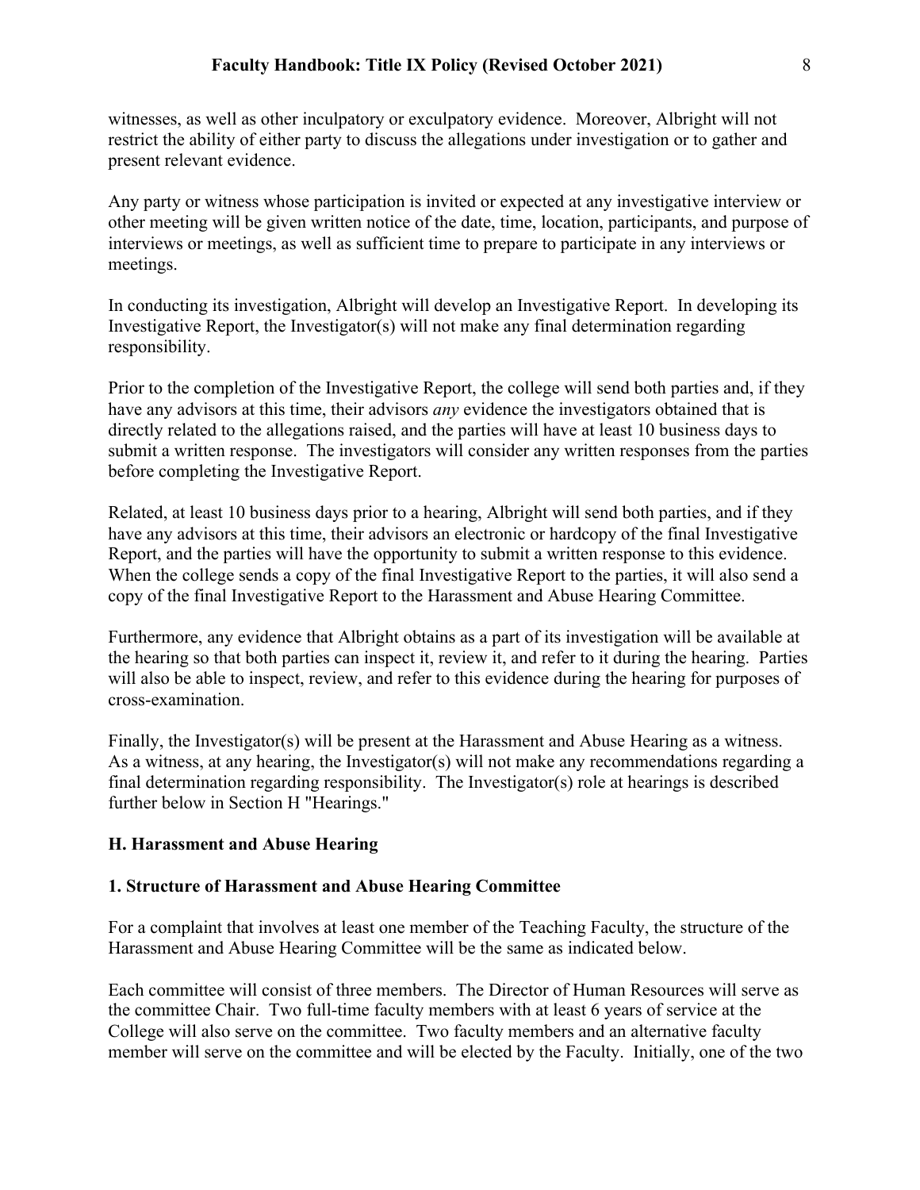witnesses, as well as other inculpatory or exculpatory evidence. Moreover, Albright will not restrict the ability of either party to discuss the allegations under investigation or to gather and present relevant evidence.

Any party or witness whose participation is invited or expected at any investigative interview or other meeting will be given written notice of the date, time, location, participants, and purpose of interviews or meetings, as well as sufficient time to prepare to participate in any interviews or meetings.

In conducting its investigation, Albright will develop an Investigative Report. In developing its Investigative Report, the Investigator(s) will not make any final determination regarding responsibility.

Prior to the completion of the Investigative Report, the college will send both parties and, if they have any advisors at this time, their advisors *any* evidence the investigators obtained that is directly related to the allegations raised, and the parties will have at least 10 business days to submit a written response. The investigators will consider any written responses from the parties before completing the Investigative Report.

Related, at least 10 business days prior to a hearing, Albright will send both parties, and if they have any advisors at this time, their advisors an electronic or hardcopy of the final Investigative Report, and the parties will have the opportunity to submit a written response to this evidence. When the college sends a copy of the final Investigative Report to the parties, it will also send a copy of the final Investigative Report to the Harassment and Abuse Hearing Committee.

Furthermore, any evidence that Albright obtains as a part of its investigation will be available at the hearing so that both parties can inspect it, review it, and refer to it during the hearing. Parties will also be able to inspect, review, and refer to this evidence during the hearing for purposes of cross-examination.

Finally, the Investigator(s) will be present at the Harassment and Abuse Hearing as a witness. As a witness, at any hearing, the Investigator(s) will not make any recommendations regarding a final determination regarding responsibility. The Investigator(s) role at hearings is described further below in Section H "Hearings."

## H. Harassment and Abuse Hearing

### 1. Structure of Harassment and Abuse Hearing Committee

For a complaint that involves at least one member of the Teaching Faculty, the structure of the Harassment and Abuse Hearing Committee will be the same as indicated below.

Each committee will consist of three members. The Director of Human Resources will serve as the committee Chair. Two full-time faculty members with at least 6 years of service at the College will also serve on the committee. Two faculty members and an alternative faculty member will serve on the committee and will be elected by the Faculty. Initially, one of the two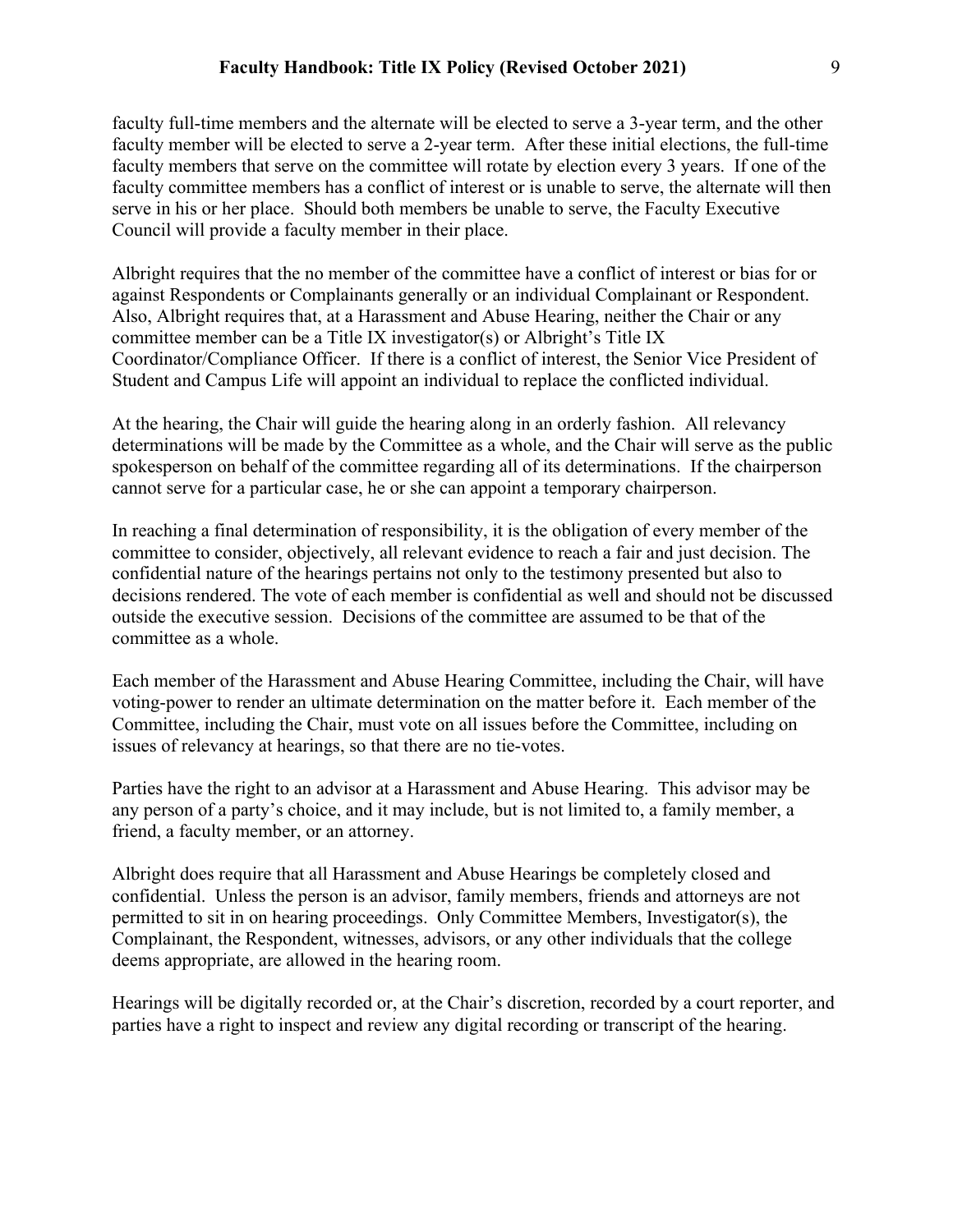faculty full-time members and the alternate will be elected to serve a 3-year term, and the other faculty member will be elected to serve a 2-year term. After these initial elections, the full-time faculty members that serve on the committee will rotate by election every 3 years. If one of the faculty committee members has a conflict of interest or is unable to serve, the alternate will then serve in his or her place. Should both members be unable to serve, the Faculty Executive Council will provide a faculty member in their place.

Albright requires that the no member of the committee have a conflict of interest or bias for or against Respondents or Complainants generally or an individual Complainant or Respondent. Also, Albright requires that, at a Harassment and Abuse Hearing, neither the Chair or any committee member can be a Title IX investigator(s) or Albright's Title IX Coordinator/Compliance Officer. If there is a conflict of interest, the Senior Vice President of Student and Campus Life will appoint an individual to replace the conflicted individual.

At the hearing, the Chair will guide the hearing along in an orderly fashion. All relevancy determinations will be made by the Committee as a whole, and the Chair will serve as the public spokesperson on behalf of the committee regarding all of its determinations. If the chairperson cannot serve for a particular case, he or she can appoint a temporary chairperson.

In reaching a final determination of responsibility, it is the obligation of every member of the committee to consider, objectively, all relevant evidence to reach a fair and just decision. The confidential nature of the hearings pertains not only to the testimony presented but also to decisions rendered. The vote of each member is confidential as well and should not be discussed outside the executive session. Decisions of the committee are assumed to be that of the committee as a whole.

Each member of the Harassment and Abuse Hearing Committee, including the Chair, will have voting-power to render an ultimate determination on the matter before it. Each member of the Committee, including the Chair, must vote on all issues before the Committee, including on issues of relevancy at hearings, so that there are no tie-votes.

Parties have the right to an advisor at a Harassment and Abuse Hearing. This advisor may be any person of a party's choice, and it may include, but is not limited to, a family member, a friend, a faculty member, or an attorney.

Albright does require that all Harassment and Abuse Hearings be completely closed and confidential. Unless the person is an advisor, family members, friends and attorneys are not permitted to sit in on hearing proceedings. Only Committee Members, Investigator(s), the Complainant, the Respondent, witnesses, advisors, or any other individuals that the college deems appropriate, are allowed in the hearing room.

Hearings will be digitally recorded or, at the Chair's discretion, recorded by a court reporter, and parties have a right to inspect and review any digital recording or transcript of the hearing.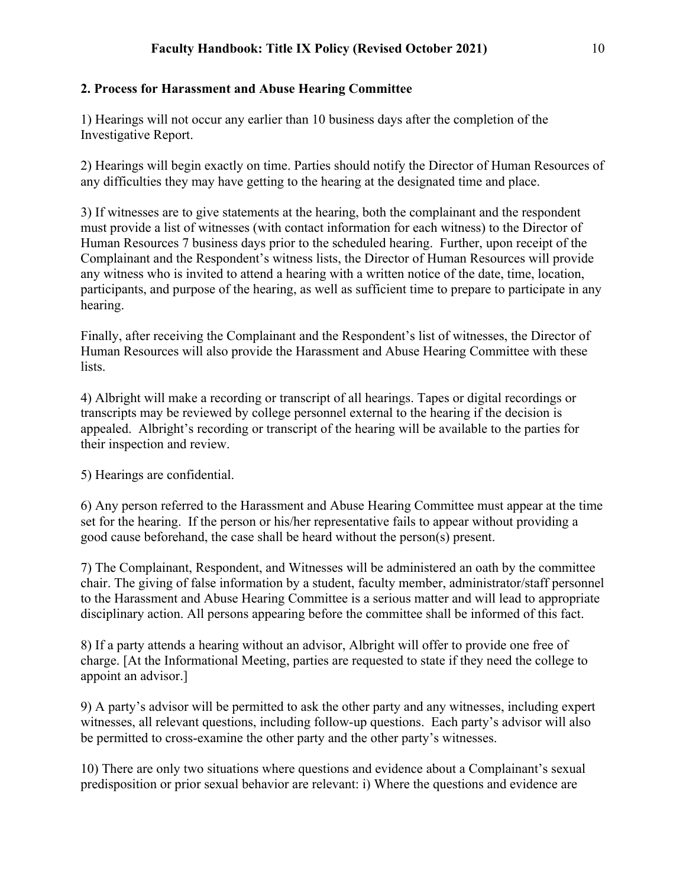### 2. Process for Harassment and Abuse Hearing Committee

1) Hearings will not occur any earlier than 10 business days after the completion of the Investigative Report.

2) Hearings will begin exactly on time. Parties should notify the Director of Human Resources of any difficulties they may have getting to the hearing at the designated time and place.

3) If witnesses are to give statements at the hearing, both the complainant and the respondent must provide a list of witnesses (with contact information for each witness) to the Director of Human Resources 7 business days prior to the scheduled hearing. Further, upon receipt of the Complainant and the Respondent's witness lists, the Director of Human Resources will provide any witness who is invited to attend a hearing with a written notice of the date, time, location, participants, and purpose of the hearing, as well as sufficient time to prepare to participate in any hearing.

Finally, after receiving the Complainant and the Respondent's list of witnesses, the Director of Human Resources will also provide the Harassment and Abuse Hearing Committee with these lists.

4) Albright will make a recording or transcript of all hearings. Tapes or digital recordings or transcripts may be reviewed by college personnel external to the hearing if the decision is appealed. Albright's recording or transcript of the hearing will be available to the parties for their inspection and review.

5) Hearings are confidential.

6) Any person referred to the Harassment and Abuse Hearing Committee must appear at the time set for the hearing. If the person or his/her representative fails to appear without providing a good cause beforehand, the case shall be heard without the person(s) present.

7) The Complainant, Respondent, and Witnesses will be administered an oath by the committee chair. The giving of false information by a student, faculty member, administrator/staff personnel to the Harassment and Abuse Hearing Committee is a serious matter and will lead to appropriate disciplinary action. All persons appearing before the committee shall be informed of this fact.

8) If a party attends a hearing without an advisor, Albright will offer to provide one free of charge. [At the Informational Meeting, parties are requested to state if they need the college to appoint an advisor.]

9) A party's advisor will be permitted to ask the other party and any witnesses, including expert witnesses, all relevant questions, including follow-up questions. Each party's advisor will also be permitted to cross-examine the other party and the other party's witnesses.

10) There are only two situations where questions and evidence about a Complainant's sexual predisposition or prior sexual behavior are relevant: i) Where the questions and evidence are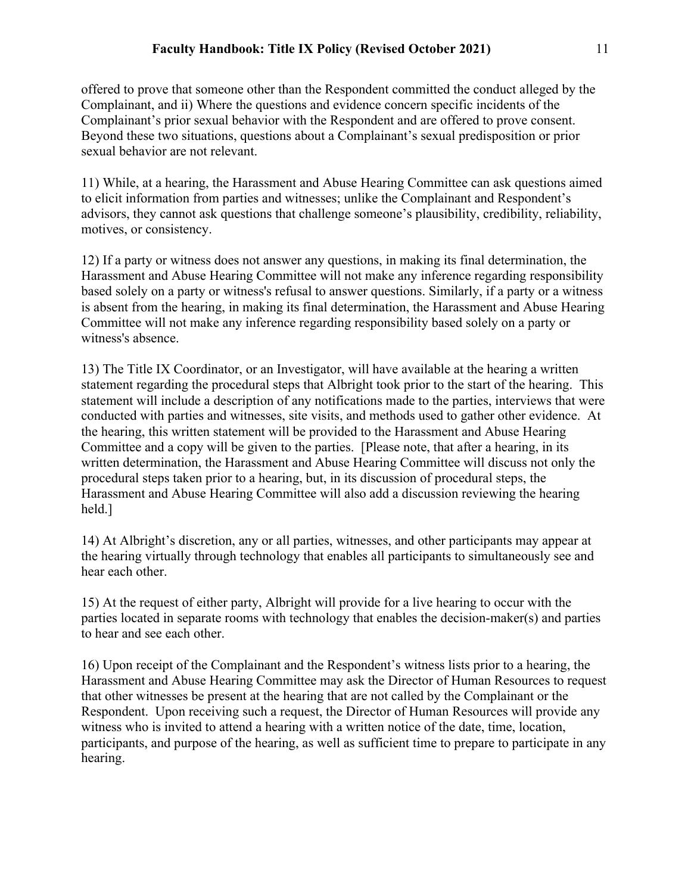offered to prove that someone other than the Respondent committed the conduct alleged by the Complainant, and ii) Where the questions and evidence concern specific incidents of the Complainant's prior sexual behavior with the Respondent and are offered to prove consent. Beyond these two situations, questions about a Complainant's sexual predisposition or prior sexual behavior are not relevant.

11) While, at a hearing, the Harassment and Abuse Hearing Committee can ask questions aimed to elicit information from parties and witnesses; unlike the Complainant and Respondent's advisors, they cannot ask questions that challenge someone's plausibility, credibility, reliability, motives, or consistency.

12) If a party or witness does not answer any questions, in making its final determination, the Harassment and Abuse Hearing Committee will not make any inference regarding responsibility based solely on a party or witness's refusal to answer questions. Similarly, if a party or a witness is absent from the hearing, in making its final determination, the Harassment and Abuse Hearing Committee will not make any inference regarding responsibility based solely on a party or witness's absence.

13) The Title IX Coordinator, or an Investigator, will have available at the hearing a written statement regarding the procedural steps that Albright took prior to the start of the hearing. This statement will include a description of any notifications made to the parties, interviews that were conducted with parties and witnesses, site visits, and methods used to gather other evidence. At the hearing, this written statement will be provided to the Harassment and Abuse Hearing Committee and a copy will be given to the parties. [Please note, that after a hearing, in its written determination, the Harassment and Abuse Hearing Committee will discuss not only the procedural steps taken prior to a hearing, but, in its discussion of procedural steps, the Harassment and Abuse Hearing Committee will also add a discussion reviewing the hearing held.]

14) At Albright's discretion, any or all parties, witnesses, and other participants may appear at the hearing virtually through technology that enables all participants to simultaneously see and hear each other.

15) At the request of either party, Albright will provide for a live hearing to occur with the parties located in separate rooms with technology that enables the decision-maker(s) and parties to hear and see each other.

16) Upon receipt of the Complainant and the Respondent's witness lists prior to a hearing, the Harassment and Abuse Hearing Committee may ask the Director of Human Resources to request that other witnesses be present at the hearing that are not called by the Complainant or the Respondent. Upon receiving such a request, the Director of Human Resources will provide any witness who is invited to attend a hearing with a written notice of the date, time, location, participants, and purpose of the hearing, as well as sufficient time to prepare to participate in any hearing.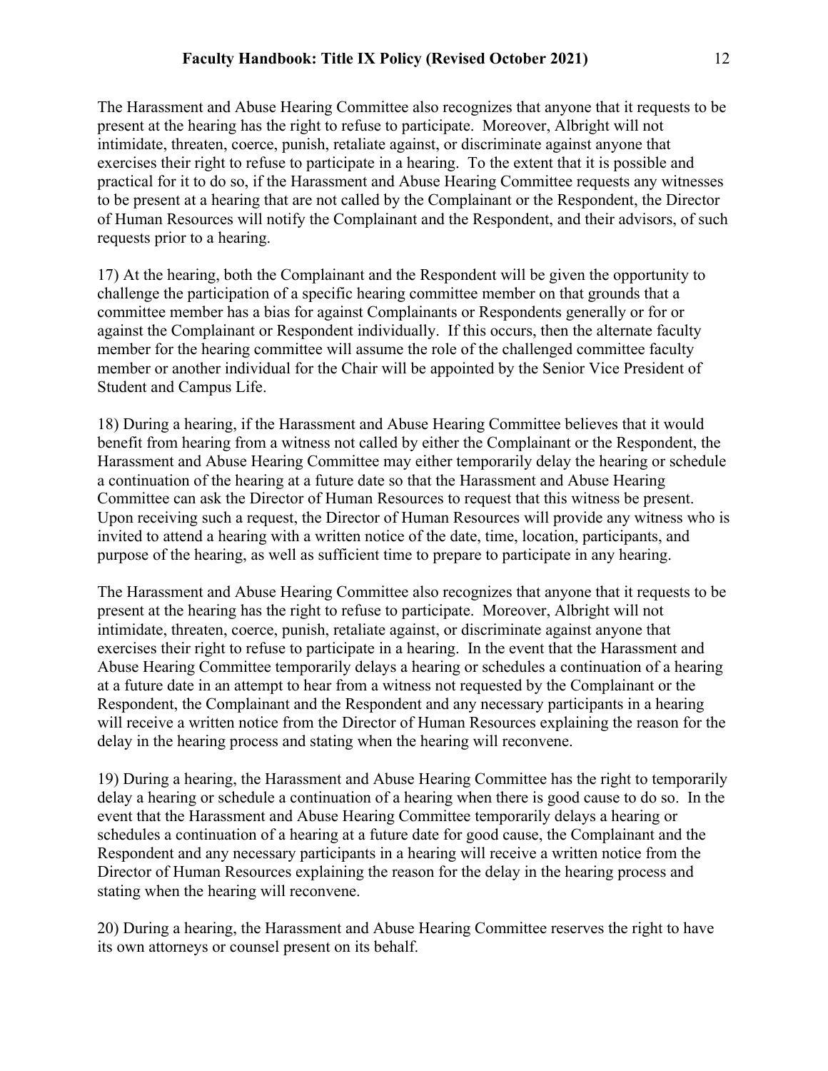The Harassment and Abuse Hearing Committee also recognizes that anyone that it requests to be present at the hearing has the right to refuse to participate. Moreover, Albright will not intimidate, threaten, coerce, punish, retaliate against, or discriminate against anyone that exercises their right to refuse to participate in a hearing. To the extent that it is possible and practical for it to do so, if the Harassment and Abuse Hearing Committee requests any witnesses to be present at a hearing that are not called by the Complainant or the Respondent, the Director of Human Resources will notify the Complainant and the Respondent, and their advisors, of such requests prior to a hearing.

17) At the hearing, both the Complainant and the Respondent will be given the opportunity to challenge the participation of a specific hearing committee member on that grounds that a committee member has a bias for against Complainants or Respondents generally or for or against the Complainant or Respondent individually. If this occurs, then the alternate faculty member for the hearing committee will assume the role of the challenged committee faculty member or another individual for the Chair will be appointed by the Senior Vice President of Student and Campus Life.

18) During a hearing, if the Harassment and Abuse Hearing Committee believes that it would benefit from hearing from a witness not called by either the Complainant or the Respondent, the Harassment and Abuse Hearing Committee may either temporarily delay the hearing or schedule a continuation of the hearing at a future date so that the Harassment and Abuse Hearing Committee can ask the Director of Human Resources to request that this witness be present. Upon receiving such a request, the Director of Human Resources will provide any witness who is invited to attend a hearing with a written notice of the date, time, location, participants, and purpose of the hearing, as well as sufficient time to prepare to participate in any hearing.

The Harassment and Abuse Hearing Committee also recognizes that anyone that it requests to be present at the hearing has the right to refuse to participate. Moreover, Albright will not intimidate, threaten, coerce, punish, retaliate against, or discriminate against anyone that exercises their right to refuse to participate in a hearing. In the event that the Harassment and Abuse Hearing Committee temporarily delays a hearing or schedules a continuation of a hearing at a future date in an attempt to hear from a witness not requested by the Complainant or the Respondent, the Complainant and the Respondent and any necessary participants in a hearing will receive a written notice from the Director of Human Resources explaining the reason for the delay in the hearing process and stating when the hearing will reconvene.

19) During a hearing, the Harassment and Abuse Hearing Committee has the right to temporarily delay a hearing or schedule a continuation of a hearing when there is good cause to do so. In the event that the Harassment and Abuse Hearing Committee temporarily delays a hearing or schedules a continuation of a hearing at a future date for good cause, the Complainant and the Respondent and any necessary participants in a hearing will receive a written notice from the Director of Human Resources explaining the reason for the delay in the hearing process and stating when the hearing will reconvene.

20) During a hearing, the Harassment and Abuse Hearing Committee reserves the right to have its own attorneys or counsel present on its behalf.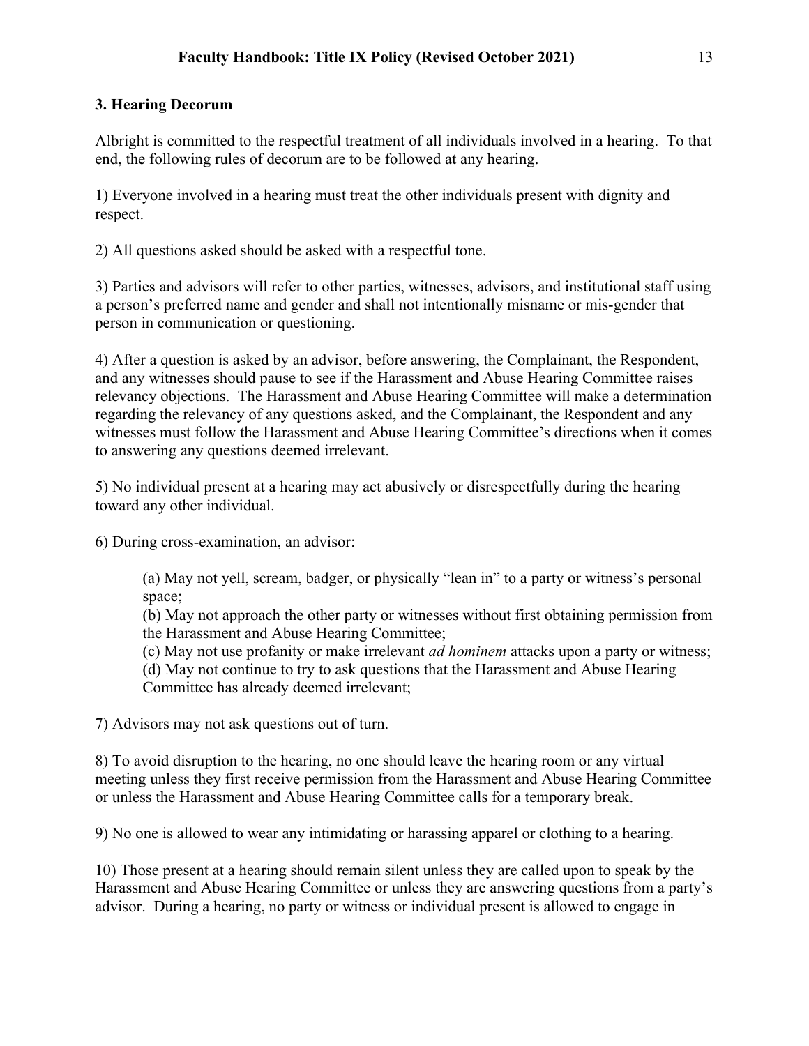### 3. Hearing Decorum

Albright is committed to the respectful treatment of all individuals involved in a hearing. To that end, the following rules of decorum are to be followed at any hearing.

1) Everyone involved in a hearing must treat the other individuals present with dignity and respect.

2) All questions asked should be asked with a respectful tone.

3) Parties and advisors will refer to other parties, witnesses, advisors, and institutional staff using a person's preferred name and gender and shall not intentionally misname or mis-gender that person in communication or questioning.

4) After a question is asked by an advisor, before answering, the Complainant, the Respondent, and any witnesses should pause to see if the Harassment and Abuse Hearing Committee raises relevancy objections. The Harassment and Abuse Hearing Committee will make a determination regarding the relevancy of any questions asked, and the Complainant, the Respondent and any witnesses must follow the Harassment and Abuse Hearing Committee's directions when it comes to answering any questions deemed irrelevant.

5) No individual present at a hearing may act abusively or disrespectfully during the hearing toward any other individual.

6) During cross-examination, an advisor:

> (a) May not yell, scream, badger, or physically "lean in" to a party or witness's personal space;
> (b) May not approach the other party or witnesses without first obtaining permission from the Harassment and Abuse Hearing Committee;
> (c) May not use profanity or make irrelevant *ad hominem* attacks upon a party or witness;
> (d) May not continue to try to ask questions that the Harassment and Abuse Hearing Committee has already deemed irrelevant;

7) Advisors may not ask questions out of turn.

8) To avoid disruption to the hearing, no one should leave the hearing room or any virtual meeting unless they first receive permission from the Harassment and Abuse Hearing Committee or unless the Harassment and Abuse Hearing Committee calls for a temporary break.

9) No one is allowed to wear any intimidating or harassing apparel or clothing to a hearing.

10) Those present at a hearing should remain silent unless they are called upon to speak by the Harassment and Abuse Hearing Committee or unless they are answering questions from a party's advisor. During a hearing, no party or witness or individual present is allowed to engage in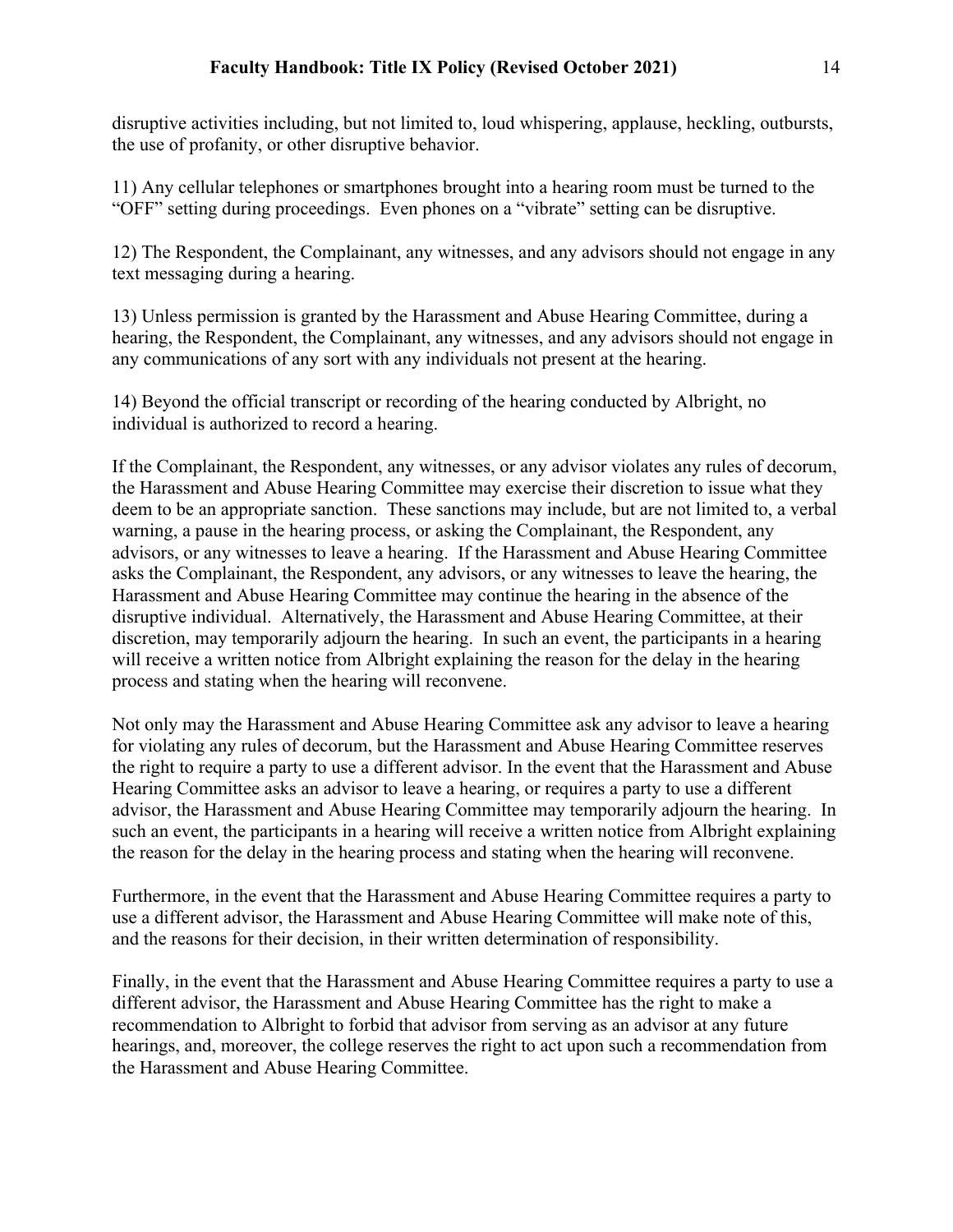disruptive activities including, but not limited to, loud whispering, applause, heckling, outbursts, the use of profanity, or other disruptive behavior.

11) Any cellular telephones or smartphones brought into a hearing room must be turned to the "OFF" setting during proceedings. Even phones on a "vibrate" setting can be disruptive.

12) The Respondent, the Complainant, any witnesses, and any advisors should not engage in any text messaging during a hearing.

13) Unless permission is granted by the Harassment and Abuse Hearing Committee, during a hearing, the Respondent, the Complainant, any witnesses, and any advisors should not engage in any communications of any sort with any individuals not present at the hearing.

14) Beyond the official transcript or recording of the hearing conducted by Albright, no individual is authorized to record a hearing.

If the Complainant, the Respondent, any witnesses, or any advisor violates any rules of decorum, the Harassment and Abuse Hearing Committee may exercise their discretion to issue what they deem to be an appropriate sanction. These sanctions may include, but are not limited to, a verbal warning, a pause in the hearing process, or asking the Complainant, the Respondent, any advisors, or any witnesses to leave a hearing. If the Harassment and Abuse Hearing Committee asks the Complainant, the Respondent, any advisors, or any witnesses to leave the hearing, the Harassment and Abuse Hearing Committee may continue the hearing in the absence of the disruptive individual. Alternatively, the Harassment and Abuse Hearing Committee, at their discretion, may temporarily adjourn the hearing. In such an event, the participants in a hearing will receive a written notice from Albright explaining the reason for the delay in the hearing process and stating when the hearing will reconvene.

Not only may the Harassment and Abuse Hearing Committee ask any advisor to leave a hearing for violating any rules of decorum, but the Harassment and Abuse Hearing Committee reserves the right to require a party to use a different advisor. In the event that the Harassment and Abuse Hearing Committee asks an advisor to leave a hearing, or requires a party to use a different advisor, the Harassment and Abuse Hearing Committee may temporarily adjourn the hearing. In such an event, the participants in a hearing will receive a written notice from Albright explaining the reason for the delay in the hearing process and stating when the hearing will reconvene.

Furthermore, in the event that the Harassment and Abuse Hearing Committee requires a party to use a different advisor, the Harassment and Abuse Hearing Committee will make note of this, and the reasons for their decision, in their written determination of responsibility.

Finally, in the event that the Harassment and Abuse Hearing Committee requires a party to use a different advisor, the Harassment and Abuse Hearing Committee has the right to make a recommendation to Albright to forbid that advisor from serving as an advisor at any future hearings, and, moreover, the college reserves the right to act upon such a recommendation from the Harassment and Abuse Hearing Committee.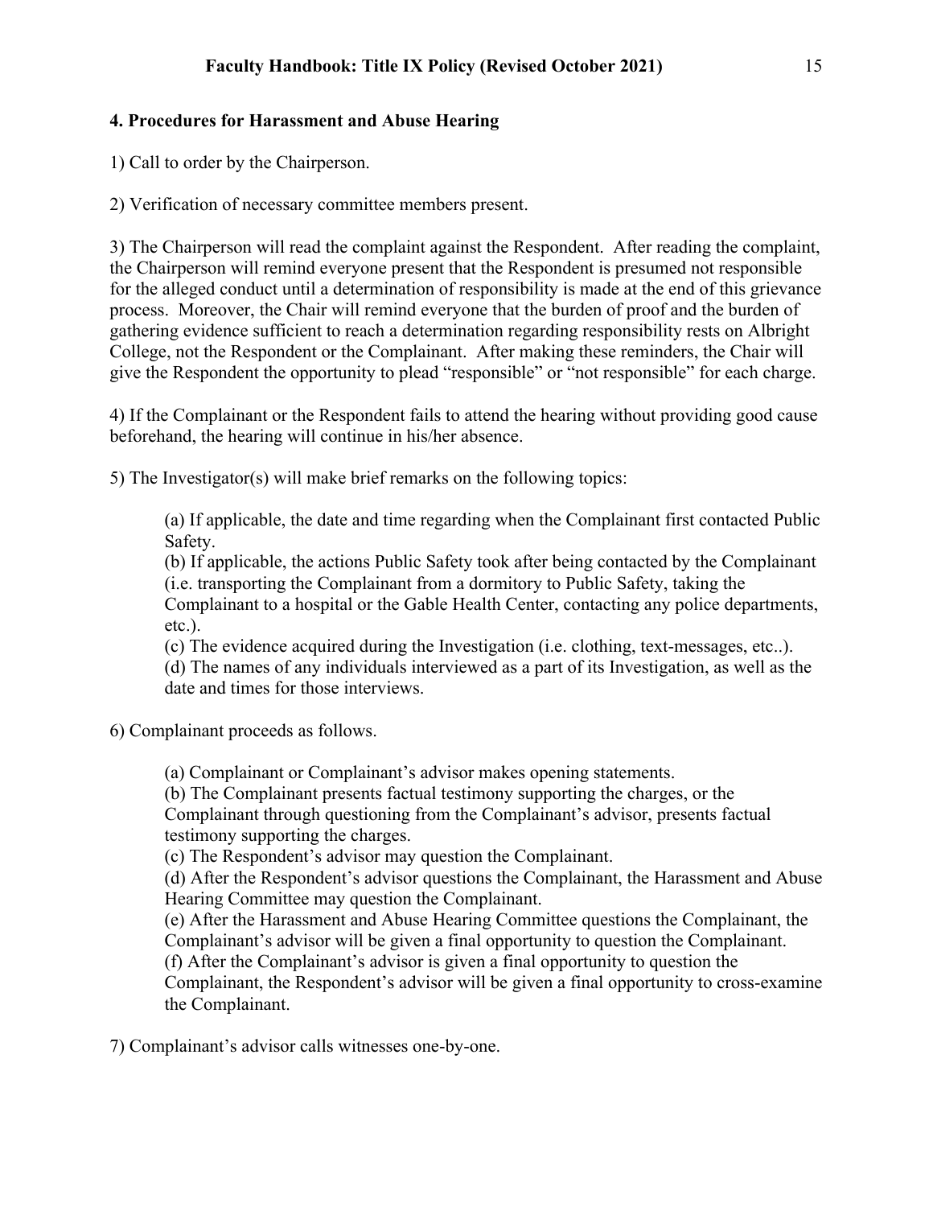### 4. Procedures for Harassment and Abuse Hearing

1) Call to order by the Chairperson.

2) Verification of necessary committee members present.

3) The Chairperson will read the complaint against the Respondent. After reading the complaint, the Chairperson will remind everyone present that the Respondent is presumed not responsible for the alleged conduct until a determination of responsibility is made at the end of this grievance process. Moreover, the Chair will remind everyone that the burden of proof and the burden of gathering evidence sufficient to reach a determination regarding responsibility rests on Albright College, not the Respondent or the Complainant. After making these reminders, the Chair will give the Respondent the opportunity to plead "responsible" or "not responsible" for each charge.

4) If the Complainant or the Respondent fails to attend the hearing without providing good cause beforehand, the hearing will continue in his/her absence.

5) The Investigator(s) will make brief remarks on the following topics:

> (a) If applicable, the date and time regarding when the Complainant first contacted Public Safety.
> (b) If applicable, the actions Public Safety took after being contacted by the Complainant (i.e. transporting the Complainant from a dormitory to Public Safety, taking the Complainant to a hospital or the Gable Health Center, contacting any police departments, etc.).
> (c) The evidence acquired during the Investigation (i.e. clothing, text-messages, etc..).
> (d) The names of any individuals interviewed as a part of its Investigation, as well as the date and times for those interviews.

6) Complainant proceeds as follows.

> (a) Complainant or Complainant's advisor makes opening statements.
> (b) The Complainant presents factual testimony supporting the charges, or the Complainant through questioning from the Complainant's advisor, presents factual testimony supporting the charges.
> (c) The Respondent's advisor may question the Complainant.
> (d) After the Respondent's advisor questions the Complainant, the Harassment and Abuse Hearing Committee may question the Complainant.
> (e) After the Harassment and Abuse Hearing Committee questions the Complainant, the Complainant's advisor will be given a final opportunity to question the Complainant.
> (f) After the Complainant's advisor is given a final opportunity to question the Complainant, the Respondent's advisor will be given a final opportunity to cross-examine the Complainant.

7) Complainant's advisor calls witnesses one-by-one.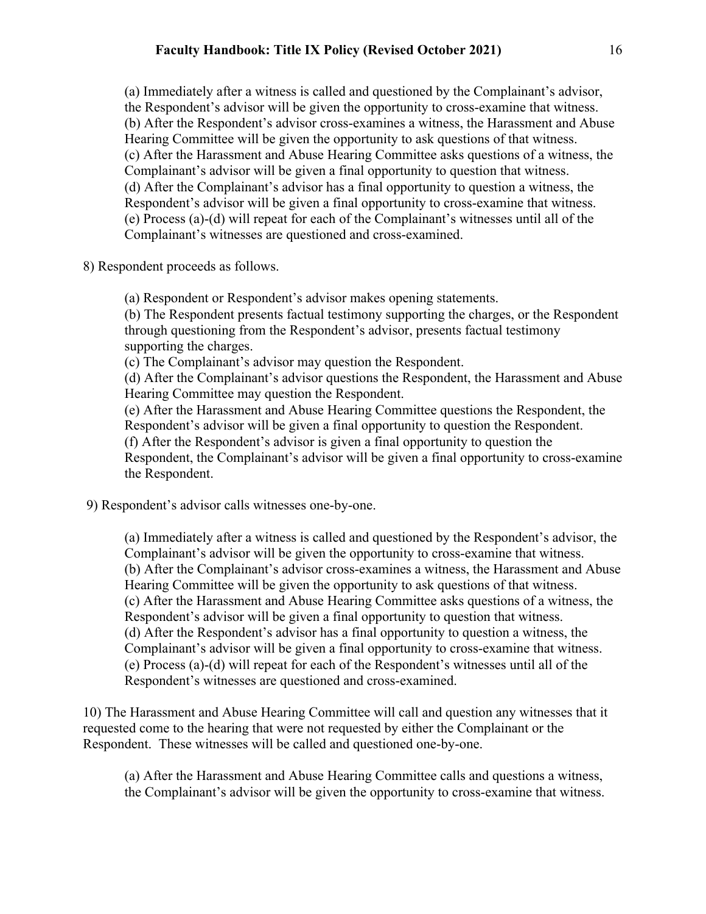(a) Immediately after a witness is called and questioned by the Complainant's advisor, the Respondent's advisor will be given the opportunity to cross-examine that witness.
(b) After the Respondent's advisor cross-examines a witness, the Harassment and Abuse Hearing Committee will be given the opportunity to ask questions of that witness.
(c) After the Harassment and Abuse Hearing Committee asks questions of a witness, the Complainant's advisor will be given a final opportunity to question that witness.
(d) After the Complainant's advisor has a final opportunity to question a witness, the Respondent's advisor will be given a final opportunity to cross-examine that witness.
(e) Process (a)-(d) will repeat for each of the Complainant's witnesses until all of the Complainant's witnesses are questioned and cross-examined.

8) Respondent proceeds as follows.

(a) Respondent or Respondent's advisor makes opening statements.
(b) The Respondent presents factual testimony supporting the charges, or the Respondent through questioning from the Respondent's advisor, presents factual testimony supporting the charges.
(c) The Complainant's advisor may question the Respondent.
(d) After the Complainant's advisor questions the Respondent, the Harassment and Abuse Hearing Committee may question the Respondent.
(e) After the Harassment and Abuse Hearing Committee questions the Respondent, the Respondent's advisor will be given a final opportunity to question the Respondent.
(f) After the Respondent's advisor is given a final opportunity to question the Respondent, the Complainant's advisor will be given a final opportunity to cross-examine the Respondent.

9) Respondent's advisor calls witnesses one-by-one.

(a) Immediately after a witness is called and questioned by the Respondent's advisor, the Complainant's advisor will be given the opportunity to cross-examine that witness.
(b) After the Complainant's advisor cross-examines a witness, the Harassment and Abuse Hearing Committee will be given the opportunity to ask questions of that witness.
(c) After the Harassment and Abuse Hearing Committee asks questions of a witness, the Respondent's advisor will be given a final opportunity to question that witness.
(d) After the Respondent's advisor has a final opportunity to question a witness, the Complainant's advisor will be given a final opportunity to cross-examine that witness.
(e) Process (a)-(d) will repeat for each of the Respondent's witnesses until all of the Respondent's witnesses are questioned and cross-examined.

10) The Harassment and Abuse Hearing Committee will call and question any witnesses that it requested come to the hearing that were not requested by either the Complainant or the Respondent. These witnesses will be called and questioned one-by-one.

(a) After the Harassment and Abuse Hearing Committee calls and questions a witness, the Complainant's advisor will be given the opportunity to cross-examine that witness.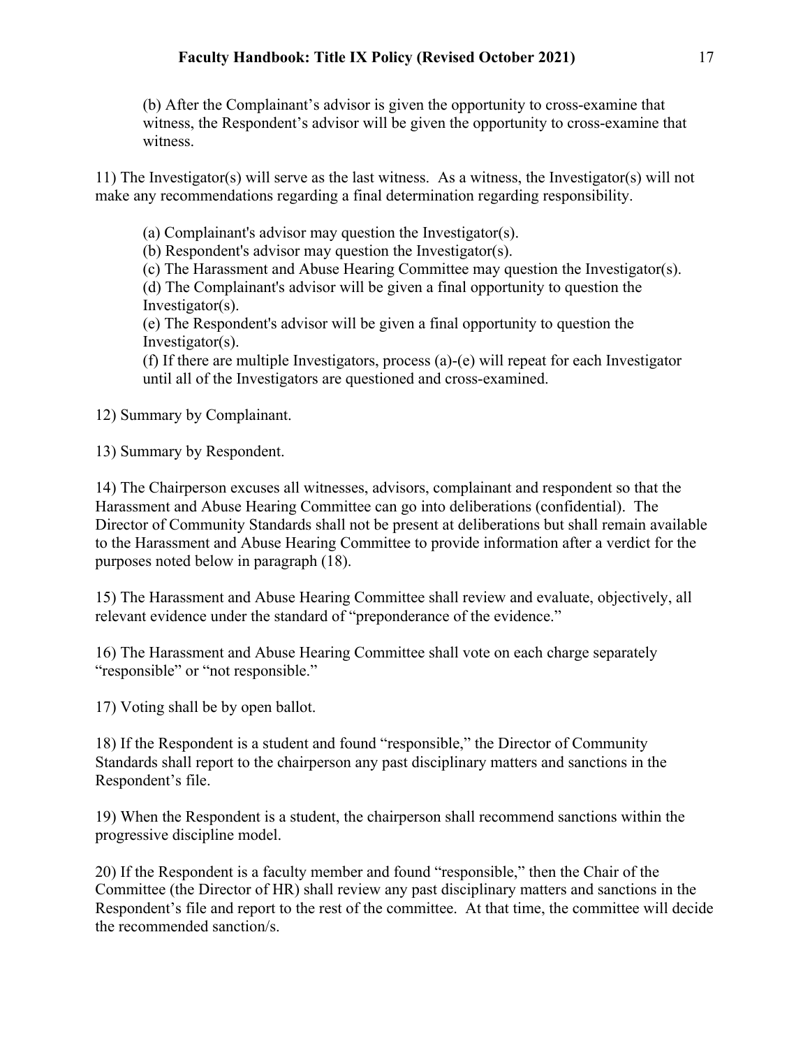(b) After the Complainant's advisor is given the opportunity to cross-examine that witness, the Respondent's advisor will be given the opportunity to cross-examine that witness.

11) The Investigator(s) will serve as the last witness. As a witness, the Investigator(s) will not make any recommendations regarding a final determination regarding responsibility.

(a) Complainant's advisor may question the Investigator(s).
(b) Respondent's advisor may question the Investigator(s).
(c) The Harassment and Abuse Hearing Committee may question the Investigator(s).
(d) The Complainant's advisor will be given a final opportunity to question the Investigator(s).
(e) The Respondent's advisor will be given a final opportunity to question the Investigator(s).
(f) If there are multiple Investigators, process (a)-(e) will repeat for each Investigator until all of the Investigators are questioned and cross-examined.

12) Summary by Complainant.

13) Summary by Respondent.

14) The Chairperson excuses all witnesses, advisors, complainant and respondent so that the Harassment and Abuse Hearing Committee can go into deliberations (confidential). The Director of Community Standards shall not be present at deliberations but shall remain available to the Harassment and Abuse Hearing Committee to provide information after a verdict for the purposes noted below in paragraph (18).

15) The Harassment and Abuse Hearing Committee shall review and evaluate, objectively, all relevant evidence under the standard of "preponderance of the evidence."

16) The Harassment and Abuse Hearing Committee shall vote on each charge separately "responsible" or "not responsible."

17) Voting shall be by open ballot.

18) If the Respondent is a student and found "responsible," the Director of Community Standards shall report to the chairperson any past disciplinary matters and sanctions in the Respondent's file.

19) When the Respondent is a student, the chairperson shall recommend sanctions within the progressive discipline model.

20) If the Respondent is a faculty member and found "responsible," then the Chair of the Committee (the Director of HR) shall review any past disciplinary matters and sanctions in the Respondent's file and report to the rest of the committee. At that time, the committee will decide the recommended sanction/s.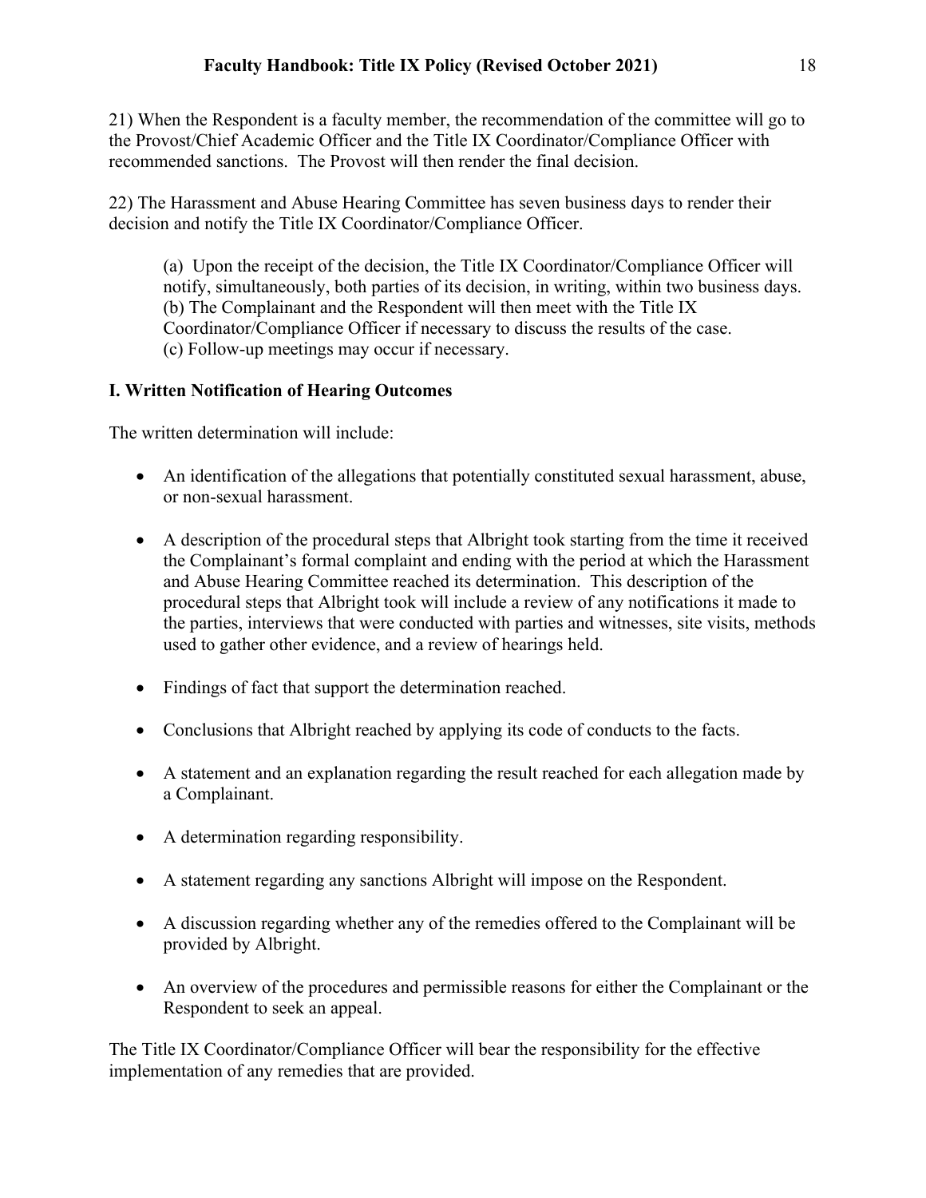21) When the Respondent is a faculty member, the recommendation of the committee will go to the Provost/Chief Academic Officer and the Title IX Coordinator/Compliance Officer with recommended sanctions. The Provost will then render the final decision.

22) The Harassment and Abuse Hearing Committee has seven business days to render their decision and notify the Title IX Coordinator/Compliance Officer.

> (a) Upon the receipt of the decision, the Title IX Coordinator/Compliance Officer will notify, simultaneously, both parties of its decision, in writing, within two business days.
> (b) The Complainant and the Respondent will then meet with the Title IX Coordinator/Compliance Officer if necessary to discuss the results of the case.
> (c) Follow-up meetings may occur if necessary.

### I. Written Notification of Hearing Outcomes

The written determination will include:

- An identification of the allegations that potentially constituted sexual harassment, abuse, or non-sexual harassment.
- A description of the procedural steps that Albright took starting from the time it received the Complainant's formal complaint and ending with the period at which the Harassment and Abuse Hearing Committee reached its determination. This description of the procedural steps that Albright took will include a review of any notifications it made to the parties, interviews that were conducted with parties and witnesses, site visits, methods used to gather other evidence, and a review of hearings held.
- Findings of fact that support the determination reached.
- Conclusions that Albright reached by applying its code of conducts to the facts.
- A statement and an explanation regarding the result reached for each allegation made by a Complainant.
- A determination regarding responsibility.
- A statement regarding any sanctions Albright will impose on the Respondent.
- A discussion regarding whether any of the remedies offered to the Complainant will be provided by Albright.
- An overview of the procedures and permissible reasons for either the Complainant or the Respondent to seek an appeal.

The Title IX Coordinator/Compliance Officer will bear the responsibility for the effective implementation of any remedies that are provided.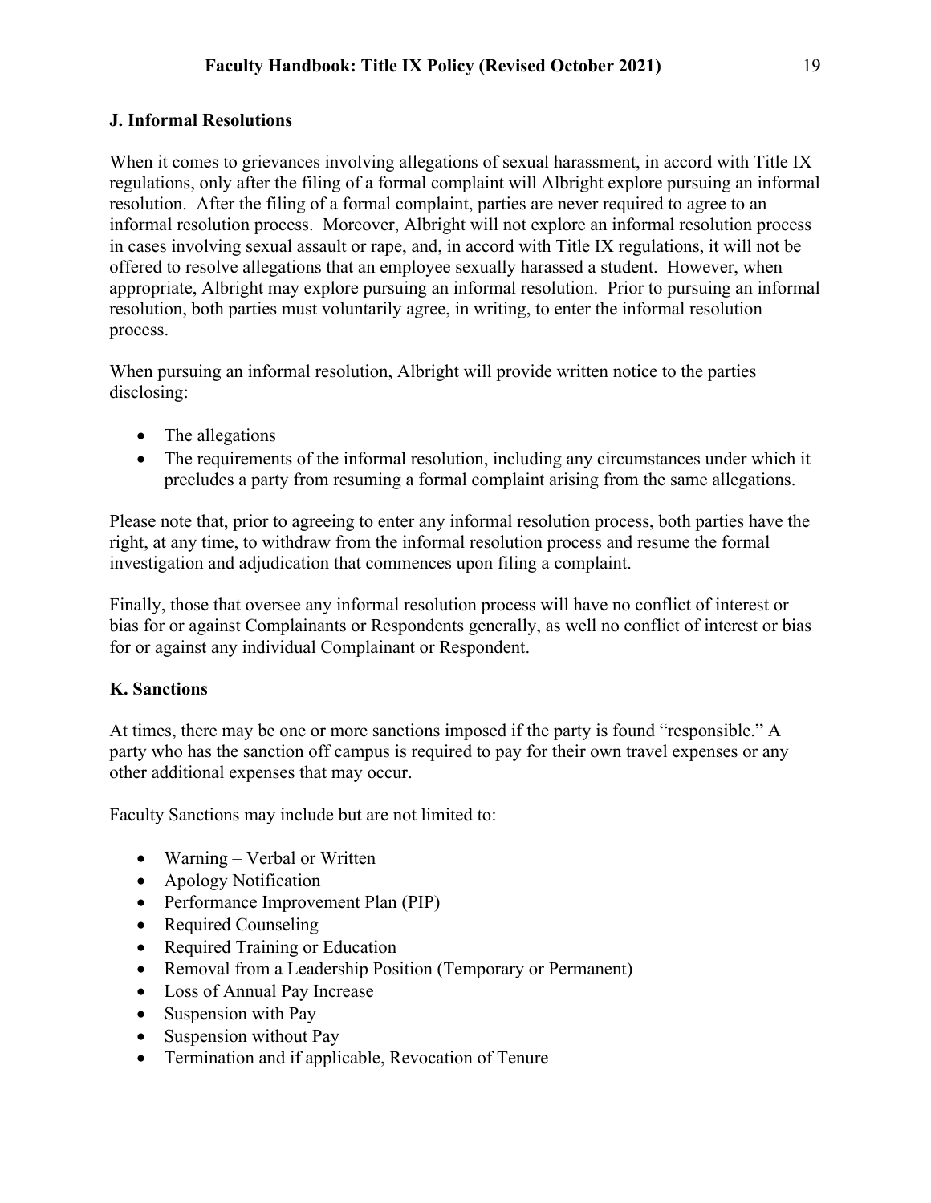### J. Informal Resolutions

When it comes to grievances involving allegations of sexual harassment, in accord with Title IX regulations, only after the filing of a formal complaint will Albright explore pursuing an informal resolution. After the filing of a formal complaint, parties are never required to agree to an informal resolution process. Moreover, Albright will not explore an informal resolution process in cases involving sexual assault or rape, and, in accord with Title IX regulations, it will not be offered to resolve allegations that an employee sexually harassed a student. However, when appropriate, Albright may explore pursuing an informal resolution. Prior to pursuing an informal resolution, both parties must voluntarily agree, in writing, to enter the informal resolution process.

When pursuing an informal resolution, Albright will provide written notice to the parties disclosing:

- The allegations
- The requirements of the informal resolution, including any circumstances under which it precludes a party from resuming a formal complaint arising from the same allegations.

Please note that, prior to agreeing to enter any informal resolution process, both parties have the right, at any time, to withdraw from the informal resolution process and resume the formal investigation and adjudication that commences upon filing a complaint.

Finally, those that oversee any informal resolution process will have no conflict of interest or bias for or against Complainants or Respondents generally, as well no conflict of interest or bias for or against any individual Complainant or Respondent.

### K. Sanctions

At times, there may be one or more sanctions imposed if the party is found "responsible." A party who has the sanction off campus is required to pay for their own travel expenses or any other additional expenses that may occur.

Faculty Sanctions may include but are not limited to:

- Warning – Verbal or Written
- Apology Notification
- Performance Improvement Plan (PIP)
- Required Counseling
- Required Training or Education
- Removal from a Leadership Position (Temporary or Permanent)
- Loss of Annual Pay Increase
- Suspension with Pay
- Suspension without Pay
- Termination and if applicable, Revocation of Tenure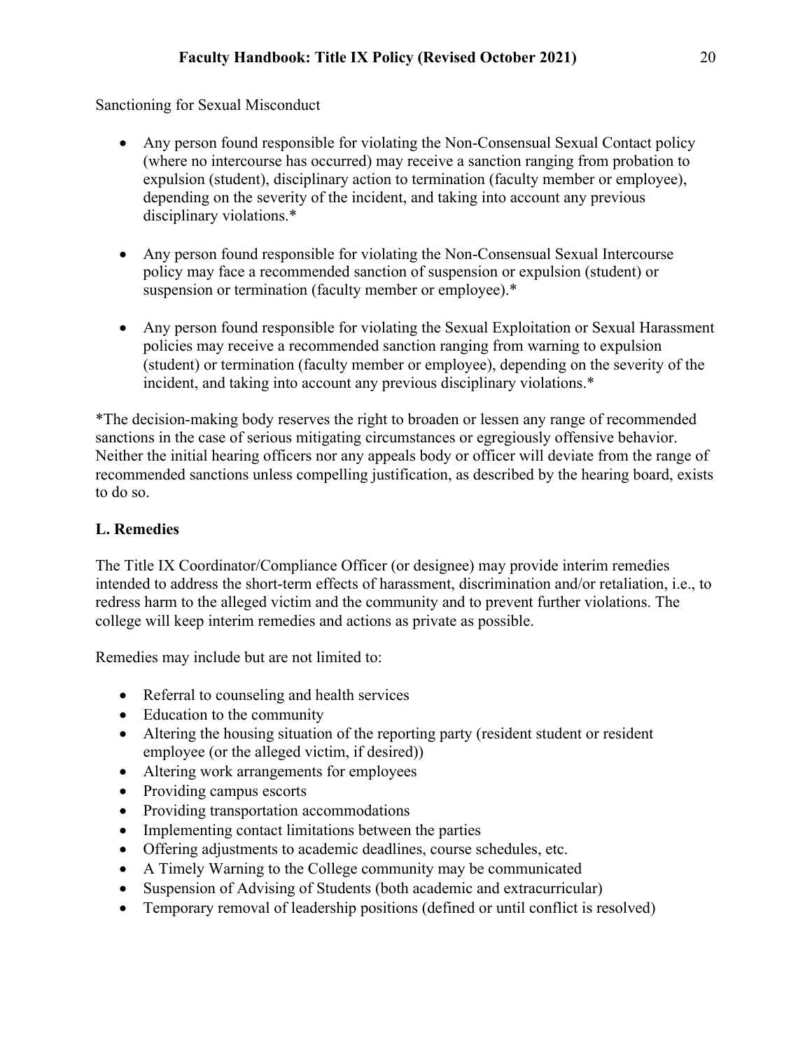Sanctioning for Sexual Misconduct

- Any person found responsible for violating the Non-Consensual Sexual Contact policy (where no intercourse has occurred) may receive a sanction ranging from probation to expulsion (student), disciplinary action to termination (faculty member or employee), depending on the severity of the incident, and taking into account any previous disciplinary violations.*

- Any person found responsible for violating the Non-Consensual Sexual Intercourse policy may face a recommended sanction of suspension or expulsion (student) or suspension or termination (faculty member or employee).*

- Any person found responsible for violating the Sexual Exploitation or Sexual Harassment policies may receive a recommended sanction ranging from warning to expulsion (student) or termination (faculty member or employee), depending on the severity of the incident, and taking into account any previous disciplinary violations.*

*The decision-making body reserves the right to broaden or lessen any range of recommended sanctions in the case of serious mitigating circumstances or egregiously offensive behavior. Neither the initial hearing officers nor any appeals body or officer will deviate from the range of recommended sanctions unless compelling justification, as described by the hearing board, exists to do so.

**L. Remedies**

The Title IX Coordinator/Compliance Officer (or designee) may provide interim remedies intended to address the short-term effects of harassment, discrimination and/or retaliation, i.e., to redress harm to the alleged victim and the community and to prevent further violations. The college will keep interim remedies and actions as private as possible.

Remedies may include but are not limited to:

- Referral to counseling and health services
- Education to the community
- Altering the housing situation of the reporting party (resident student or resident employee (or the alleged victim, if desired))
- Altering work arrangements for employees
- Providing campus escorts
- Providing transportation accommodations
- Implementing contact limitations between the parties
- Offering adjustments to academic deadlines, course schedules, etc.
- A Timely Warning to the College community may be communicated
- Suspension of Advising of Students (both academic and extracurricular)
- Temporary removal of leadership positions (defined or until conflict is resolved)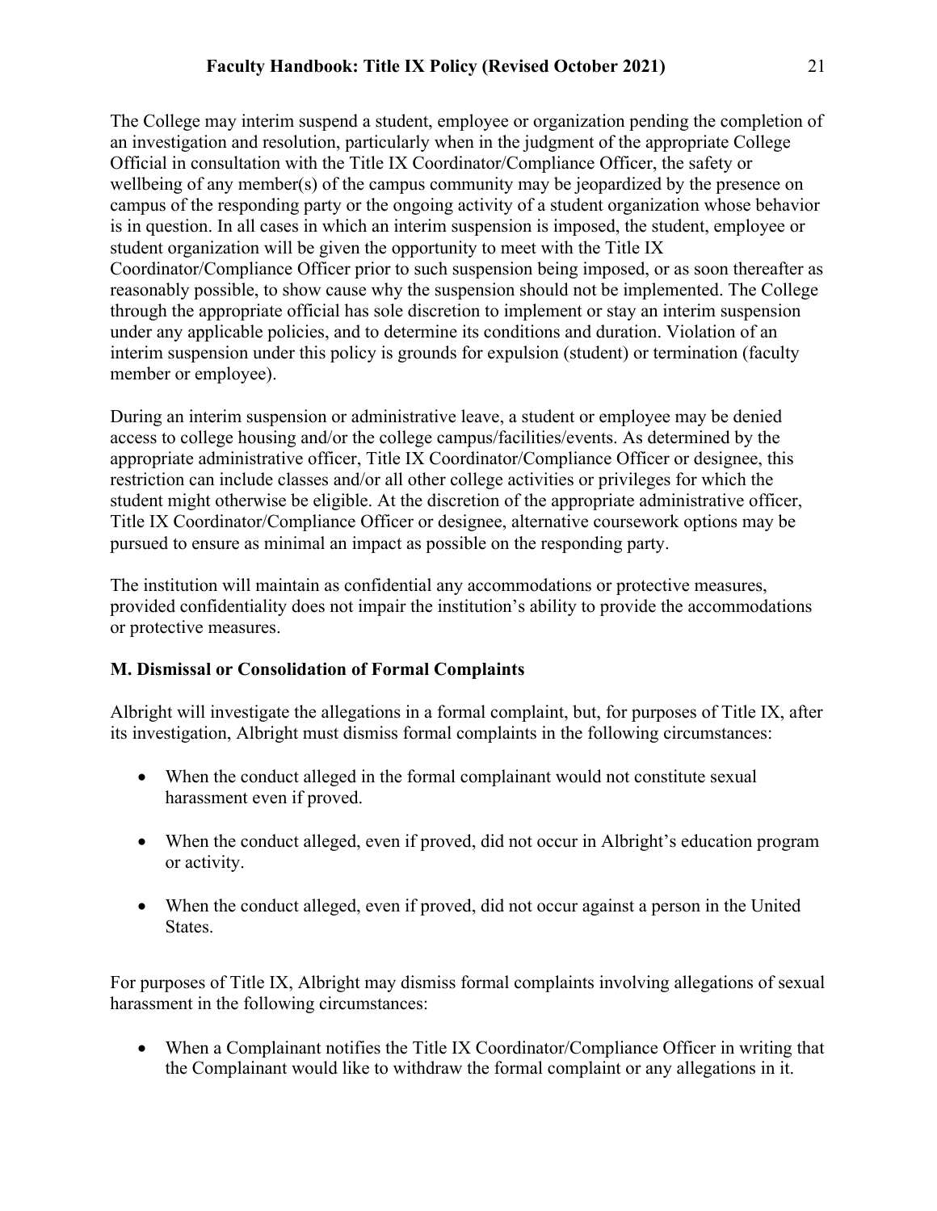The College may interim suspend a student, employee or organization pending the completion of an investigation and resolution, particularly when in the judgment of the appropriate College Official in consultation with the Title IX Coordinator/Compliance Officer, the safety or wellbeing of any member(s) of the campus community may be jeopardized by the presence on campus of the responding party or the ongoing activity of a student organization whose behavior is in question. In all cases in which an interim suspension is imposed, the student, employee or student organization will be given the opportunity to meet with the Title IX Coordinator/Compliance Officer prior to such suspension being imposed, or as soon thereafter as reasonably possible, to show cause why the suspension should not be implemented. The College through the appropriate official has sole discretion to implement or stay an interim suspension under any applicable policies, and to determine its conditions and duration. Violation of an interim suspension under this policy is grounds for expulsion (student) or termination (faculty member or employee).

During an interim suspension or administrative leave, a student or employee may be denied access to college housing and/or the college campus/facilities/events. As determined by the appropriate administrative officer, Title IX Coordinator/Compliance Officer or designee, this restriction can include classes and/or all other college activities or privileges for which the student might otherwise be eligible. At the discretion of the appropriate administrative officer, Title IX Coordinator/Compliance Officer or designee, alternative coursework options may be pursued to ensure as minimal an impact as possible on the responding party.

The institution will maintain as confidential any accommodations or protective measures, provided confidentiality does not impair the institution's ability to provide the accommodations or protective measures.

**M. Dismissal or Consolidation of Formal Complaints**

Albright will investigate the allegations in a formal complaint, but, for purposes of Title IX, after its investigation, Albright must dismiss formal complaints in the following circumstances:

- When the conduct alleged in the formal complainant would not constitute sexual harassment even if proved.
- When the conduct alleged, even if proved, did not occur in Albright's education program or activity.
- When the conduct alleged, even if proved, did not occur against a person in the United States.

For purposes of Title IX, Albright may dismiss formal complaints involving allegations of sexual harassment in the following circumstances:

- When a Complainant notifies the Title IX Coordinator/Compliance Officer in writing that the Complainant would like to withdraw the formal complaint or any allegations in it.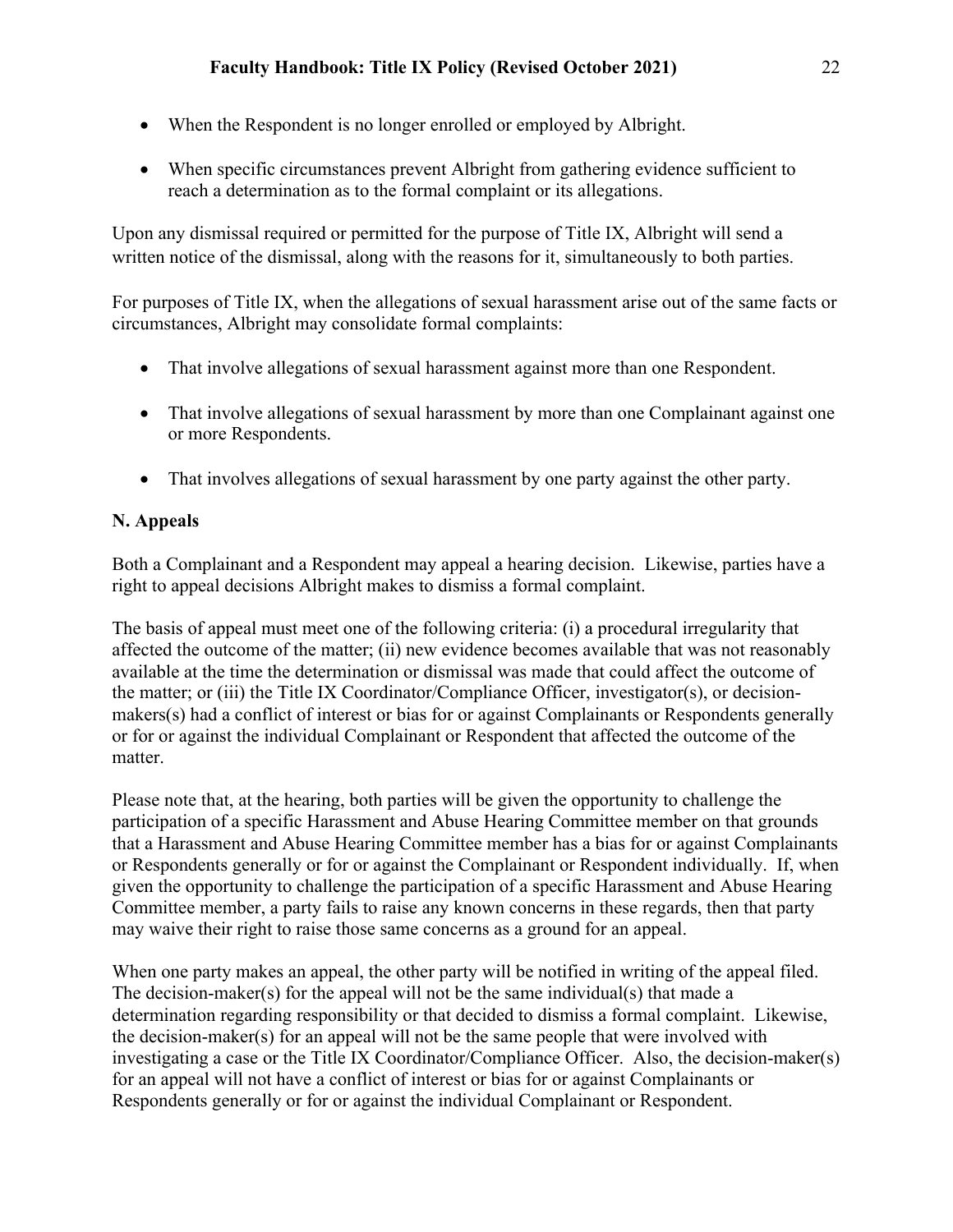- When the Respondent is no longer enrolled or employed by Albright.
- When specific circumstances prevent Albright from gathering evidence sufficient to reach a determination as to the formal complaint or its allegations.

Upon any dismissal required or permitted for the purpose of Title IX, Albright will send a written notice of the dismissal, along with the reasons for it, simultaneously to both parties.

For purposes of Title IX, when the allegations of sexual harassment arise out of the same facts or circumstances, Albright may consolidate formal complaints:

- That involve allegations of sexual harassment against more than one Respondent.
- That involve allegations of sexual harassment by more than one Complainant against one or more Respondents.
- That involves allegations of sexual harassment by one party against the other party.

**N. Appeals**

Both a Complainant and a Respondent may appeal a hearing decision. Likewise, parties have a right to appeal decisions Albright makes to dismiss a formal complaint.

The basis of appeal must meet one of the following criteria: (i) a procedural irregularity that affected the outcome of the matter; (ii) new evidence becomes available that was not reasonably available at the time the determination or dismissal was made that could affect the outcome of the matter; or (iii) the Title IX Coordinator/Compliance Officer, investigator(s), or decision-makers(s) had a conflict of interest or bias for or against Complainants or Respondents generally or for or against the individual Complainant or Respondent that affected the outcome of the matter.

Please note that, at the hearing, both parties will be given the opportunity to challenge the participation of a specific Harassment and Abuse Hearing Committee member on that grounds that a Harassment and Abuse Hearing Committee member has a bias for or against Complainants or Respondents generally or for or against the Complainant or Respondent individually. If, when given the opportunity to challenge the participation of a specific Harassment and Abuse Hearing Committee member, a party fails to raise any known concerns in these regards, then that party may waive their right to raise those same concerns as a ground for an appeal.

When one party makes an appeal, the other party will be notified in writing of the appeal filed. The decision-maker(s) for the appeal will not be the same individual(s) that made a determination regarding responsibility or that decided to dismiss a formal complaint. Likewise, the decision-maker(s) for an appeal will not be the same people that were involved with investigating a case or the Title IX Coordinator/Compliance Officer. Also, the decision-maker(s) for an appeal will not have a conflict of interest or bias for or against Complainants or Respondents generally or for or against the individual Complainant or Respondent.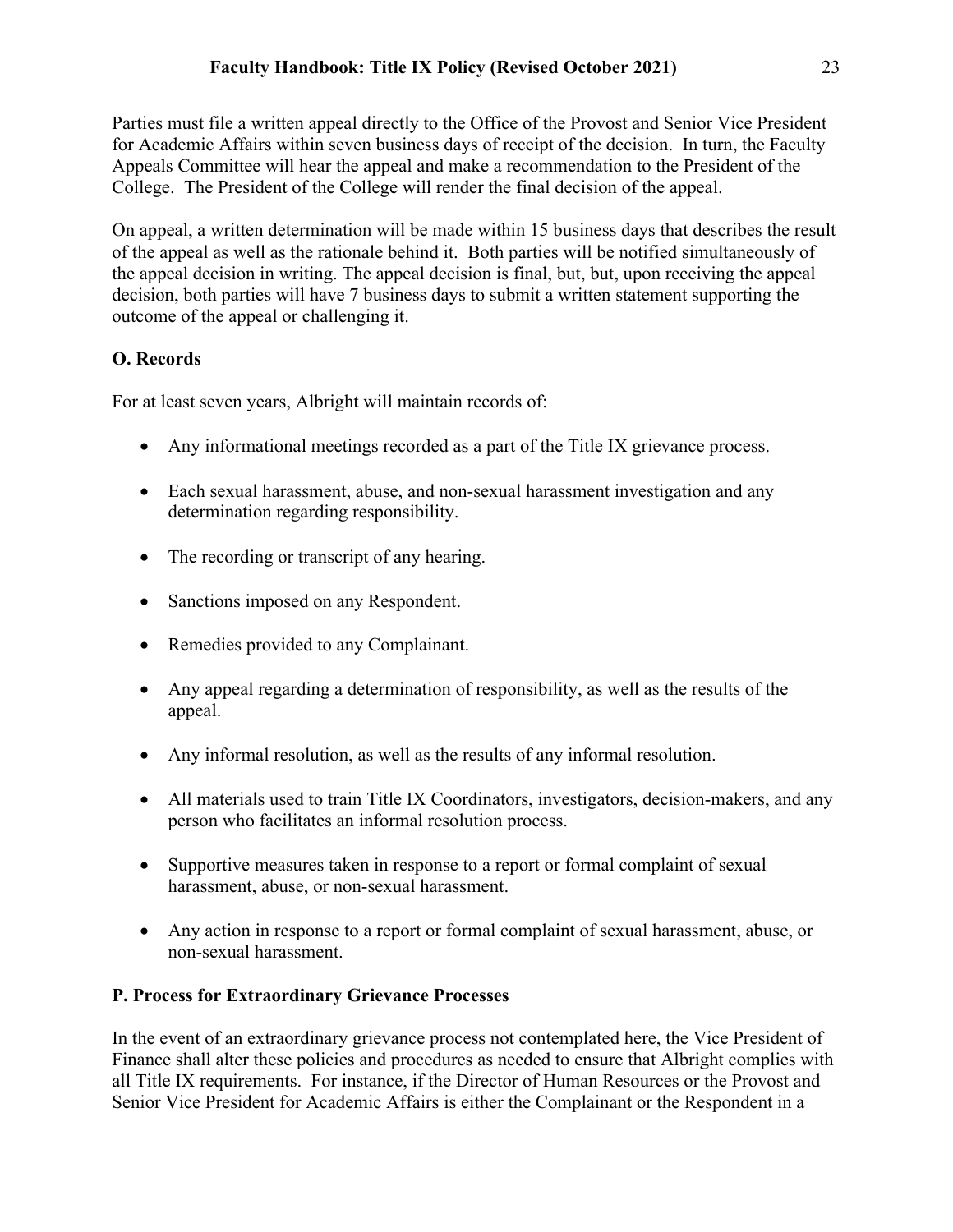Parties must file a written appeal directly to the Office of the Provost and Senior Vice President for Academic Affairs within seven business days of receipt of the decision. In turn, the Faculty Appeals Committee will hear the appeal and make a recommendation to the President of the College. The President of the College will render the final decision of the appeal.

On appeal, a written determination will be made within 15 business days that describes the result of the appeal as well as the rationale behind it. Both parties will be notified simultaneously of the appeal decision in writing. The appeal decision is final, but, but, upon receiving the appeal decision, both parties will have 7 business days to submit a written statement supporting the outcome of the appeal or challenging it.

### O. Records

For at least seven years, Albright will maintain records of:

- Any informational meetings recorded as a part of the Title IX grievance process.
- Each sexual harassment, abuse, and non-sexual harassment investigation and any determination regarding responsibility.
- The recording or transcript of any hearing.
- Sanctions imposed on any Respondent.
- Remedies provided to any Complainant.
- Any appeal regarding a determination of responsibility, as well as the results of the appeal.
- Any informal resolution, as well as the results of any informal resolution.
- All materials used to train Title IX Coordinators, investigators, decision-makers, and any person who facilitates an informal resolution process.
- Supportive measures taken in response to a report or formal complaint of sexual harassment, abuse, or non-sexual harassment.
- Any action in response to a report or formal complaint of sexual harassment, abuse, or non-sexual harassment.

### P. Process for Extraordinary Grievance Processes

In the event of an extraordinary grievance process not contemplated here, the Vice President of Finance shall alter these policies and procedures as needed to ensure that Albright complies with all Title IX requirements. For instance, if the Director of Human Resources or the Provost and Senior Vice President for Academic Affairs is either the Complainant or the Respondent in a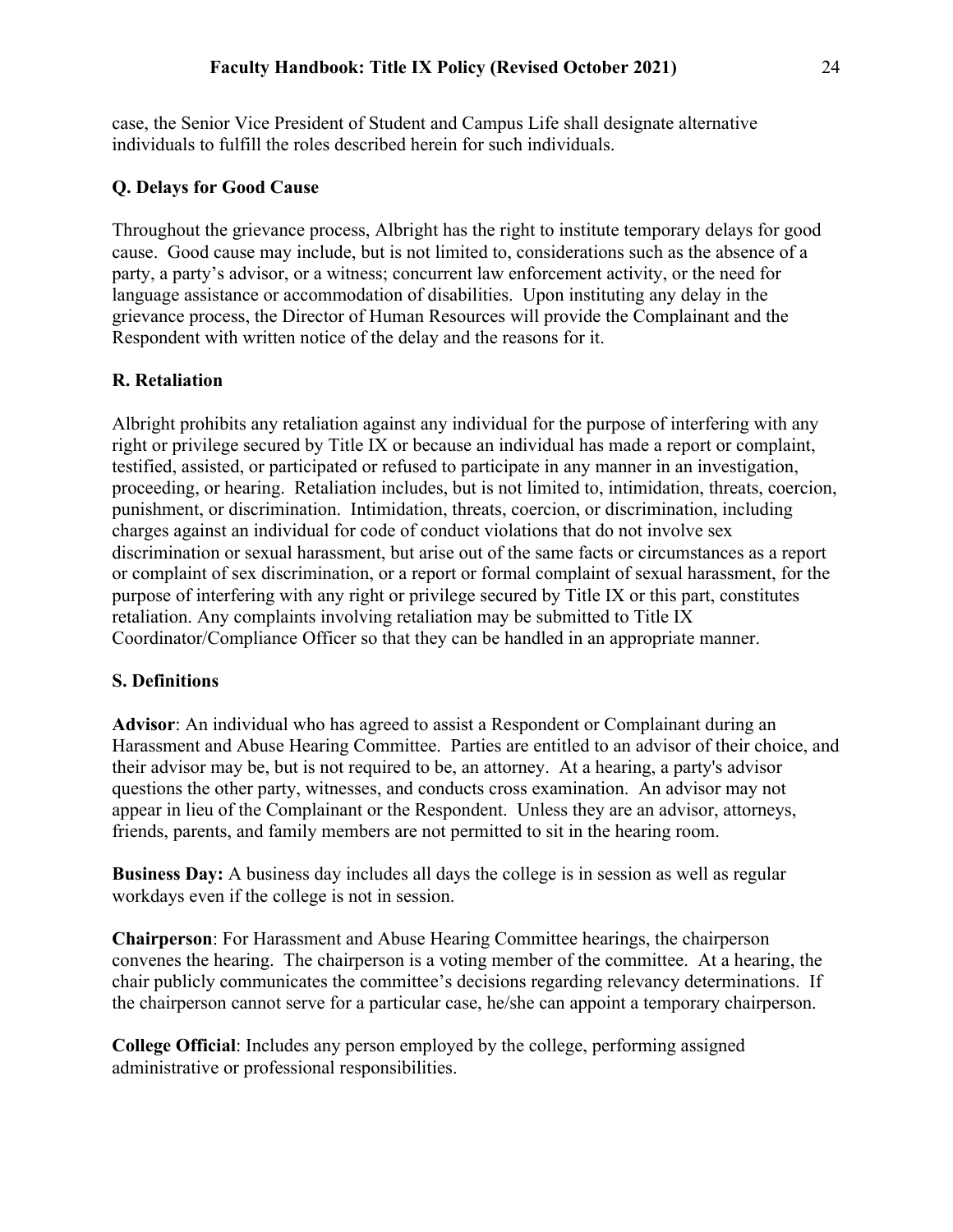case, the Senior Vice President of Student and Campus Life shall designate alternative individuals to fulfill the roles described herein for such individuals.

### Q. Delays for Good Cause

Throughout the grievance process, Albright has the right to institute temporary delays for good cause. Good cause may include, but is not limited to, considerations such as the absence of a party, a party's advisor, or a witness; concurrent law enforcement activity, or the need for language assistance or accommodation of disabilities. Upon instituting any delay in the grievance process, the Director of Human Resources will provide the Complainant and the Respondent with written notice of the delay and the reasons for it.

### R. Retaliation

Albright prohibits any retaliation against any individual for the purpose of interfering with any right or privilege secured by Title IX or because an individual has made a report or complaint, testified, assisted, or participated or refused to participate in any manner in an investigation, proceeding, or hearing. Retaliation includes, but is not limited to, intimidation, threats, coercion, punishment, or discrimination. Intimidation, threats, coercion, or discrimination, including charges against an individual for code of conduct violations that do not involve sex discrimination or sexual harassment, but arise out of the same facts or circumstances as a report or complaint of sex discrimination, or a report or formal complaint of sexual harassment, for the purpose of interfering with any right or privilege secured by Title IX or this part, constitutes retaliation. Any complaints involving retaliation may be submitted to Title IX Coordinator/Compliance Officer so that they can be handled in an appropriate manner.

### S. Definitions

**Advisor**: An individual who has agreed to assist a Respondent or Complainant during an Harassment and Abuse Hearing Committee. Parties are entitled to an advisor of their choice, and their advisor may be, but is not required to be, an attorney. At a hearing, a party's advisor questions the other party, witnesses, and conducts cross examination. An advisor may not appear in lieu of the Complainant or the Respondent. Unless they are an advisor, attorneys, friends, parents, and family members are not permitted to sit in the hearing room.

**Business Day:** A business day includes all days the college is in session as well as regular workdays even if the college is not in session.

**Chairperson**: For Harassment and Abuse Hearing Committee hearings, the chairperson convenes the hearing. The chairperson is a voting member of the committee. At a hearing, the chair publicly communicates the committee's decisions regarding relevancy determinations. If the chairperson cannot serve for a particular case, he/she can appoint a temporary chairperson.

**College Official**: Includes any person employed by the college, performing assigned administrative or professional responsibilities.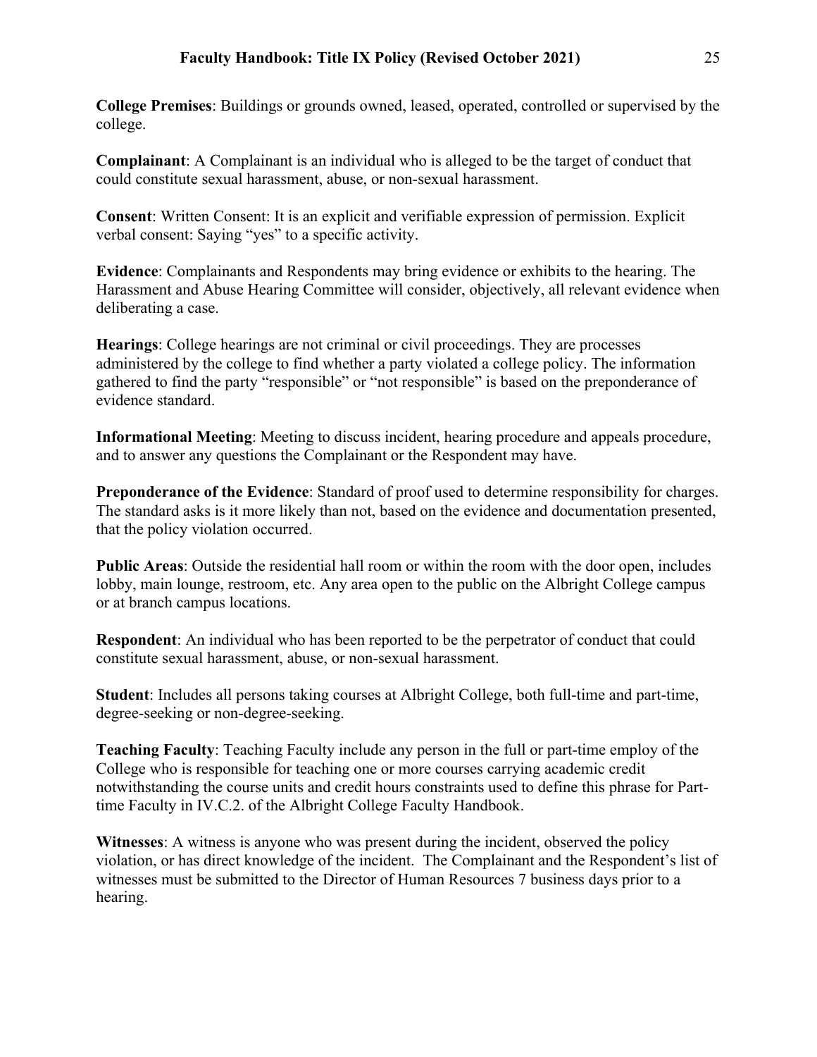**College Premises**: Buildings or grounds owned, leased, operated, controlled or supervised by the college.

**Complainant**: A Complainant is an individual who is alleged to be the target of conduct that could constitute sexual harassment, abuse, or non-sexual harassment.

**Consent**: Written Consent: It is an explicit and verifiable expression of permission. Explicit verbal consent: Saying "yes" to a specific activity.

**Evidence**: Complainants and Respondents may bring evidence or exhibits to the hearing. The Harassment and Abuse Hearing Committee will consider, objectively, all relevant evidence when deliberating a case.

**Hearings**: College hearings are not criminal or civil proceedings. They are processes administered by the college to find whether a party violated a college policy. The information gathered to find the party "responsible" or "not responsible" is based on the preponderance of evidence standard.

**Informational Meeting**: Meeting to discuss incident, hearing procedure and appeals procedure, and to answer any questions the Complainant or the Respondent may have.

**Preponderance of the Evidence**: Standard of proof used to determine responsibility for charges. The standard asks is it more likely than not, based on the evidence and documentation presented, that the policy violation occurred.

**Public Areas**: Outside the residential hall room or within the room with the door open, includes lobby, main lounge, restroom, etc. Any area open to the public on the Albright College campus or at branch campus locations.

**Respondent**: An individual who has been reported to be the perpetrator of conduct that could constitute sexual harassment, abuse, or non-sexual harassment.

**Student**: Includes all persons taking courses at Albright College, both full-time and part-time, degree-seeking or non-degree-seeking.

**Teaching Faculty**: Teaching Faculty include any person in the full or part-time employ of the College who is responsible for teaching one or more courses carrying academic credit notwithstanding the course units and credit hours constraints used to define this phrase for Part-time Faculty in IV.C.2. of the Albright College Faculty Handbook.

**Witnesses**: A witness is anyone who was present during the incident, observed the policy violation, or has direct knowledge of the incident. The Complainant and the Respondent's list of witnesses must be submitted to the Director of Human Resources 7 business days prior to a hearing.